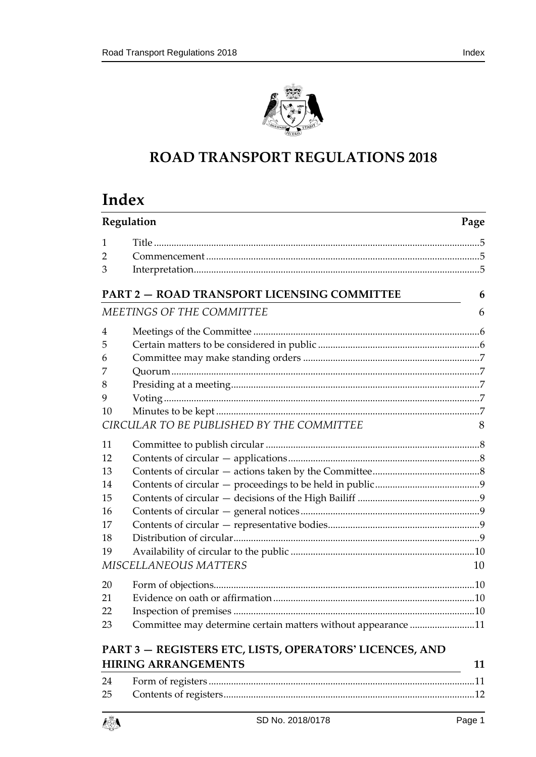# ROAD TRANSPORT REGULATIONS 2018

# Index

| Regulation | | Page |
|---|---|---|
| 1 | Title | 5 |
| 2 | Commencement | 5 |
| 3 | Interpretation | 5 |
| **PART 2 — ROAD TRANSPORT LICENSING COMMITTEE** | | **6** |
| *MEETINGS OF THE COMMITTEE* | | 6 |
| 4 | Meetings of the Committee | 6 |
| 5 | Certain matters to be considered in public | 6 |
| 6 | Committee may make standing orders | 7 |
| 7 | Quorum | 7 |
| 8 | Presiding at a meeting | 7 |
| 9 | Voting | 7 |
| 10 | Minutes to be kept | 7 |
| *CIRCULAR TO BE PUBLISHED BY THE COMMITTEE* | | 8 |
| 11 | Committee to publish circular | 8 |
| 12 | Contents of circular — applications | 8 |
| 13 | Contents of circular — actions taken by the Committee | 8 |
| 14 | Contents of circular — proceedings to be held in public | 9 |
| 15 | Contents of circular — decisions of the High Bailiff | 9 |
| 16 | Contents of circular — general notices | 9 |
| 17 | Contents of circular — representative bodies | 9 |
| 18 | Distribution of circular | 9 |
| 19 | Availability of circular to the public | 10 |
| *MISCELLANEOUS MATTERS* | | 10 |
| 20 | Form of objections | 10 |
| 21 | Evidence on oath or affirmation | 10 |
| 22 | Inspection of premises | 10 |
| 23 | Committee may determine certain matters without appearance | 11 |
| **PART 3 — REGISTERS ETC, LISTS, OPERATORS' LICENCES, AND HIRING ARRANGEMENTS** | | **11** |
| 24 | Form of registers | 11 |
| 25 | Contents of registers | 12 |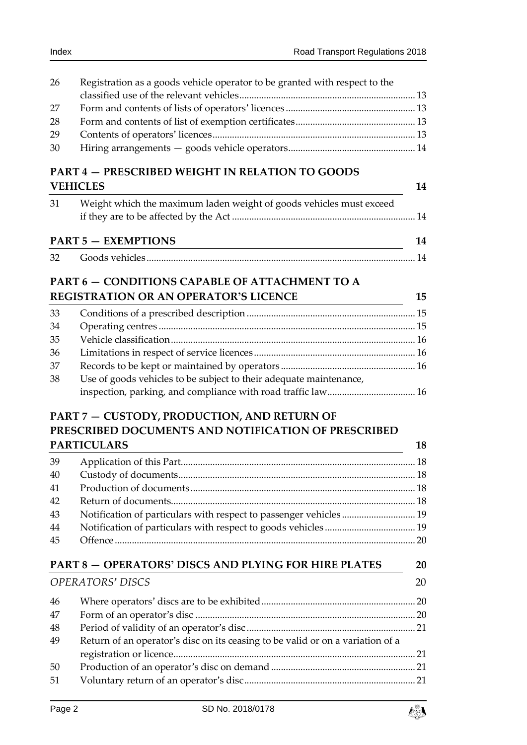26 Registration as a goods vehicle operator to be granted with respect to the classified use of the relevant vehicles ........ 13
27 Form and contents of lists of operators' licences ........ 13
28 Form and contents of list of exemption certificates ........ 13
29 Contents of operators' licences ........ 13
30 Hiring arrangements — goods vehicle operators ........ 14

## PART 4 — PRESCRIBED WEIGHT IN RELATION TO GOODS VEHICLES — 14

31 Weight which the maximum laden weight of goods vehicles must exceed if they are to be affected by the Act ........ 14

## PART 5 — EXEMPTIONS — 14

32 Goods vehicles ........ 14

## PART 6 — CONDITIONS CAPABLE OF ATTACHMENT TO A REGISTRATION OR AN OPERATOR'S LICENCE — 15

33 Conditions of a prescribed description ........ 15
34 Operating centres ........ 15
35 Vehicle classification ........ 16
36 Limitations in respect of service licences ........ 16
37 Records to be kept or maintained by operators ........ 16
38 Use of goods vehicles to be subject to their adequate maintenance, inspection, parking, and compliance with road traffic law ........ 16

## PART 7 — CUSTODY, PRODUCTION, AND RETURN OF PRESCRIBED DOCUMENTS AND NOTIFICATION OF PRESCRIBED PARTICULARS — 18

39 Application of this Part ........ 18
40 Custody of documents ........ 18
41 Production of documents ........ 18
42 Return of documents ........ 18
43 Notification of particulars with respect to passenger vehicles ........ 19
44 Notification of particulars with respect to goods vehicles ........ 19
45 Offence ........ 20

## PART 8 — OPERATORS' DISCS AND PLYING FOR HIRE PLATES — 20

### *OPERATORS' DISCS* — 20

46 Where operators' discs are to be exhibited ........ 20
47 Form of an operator's disc ........ 20
48 Period of validity of an operator's disc ........ 21
49 Return of an operator's disc on its ceasing to be valid or on a variation of a registration or licence ........ 21
50 Production of an operator's disc on demand ........ 21
51 Voluntary return of an operator's disc ........ 21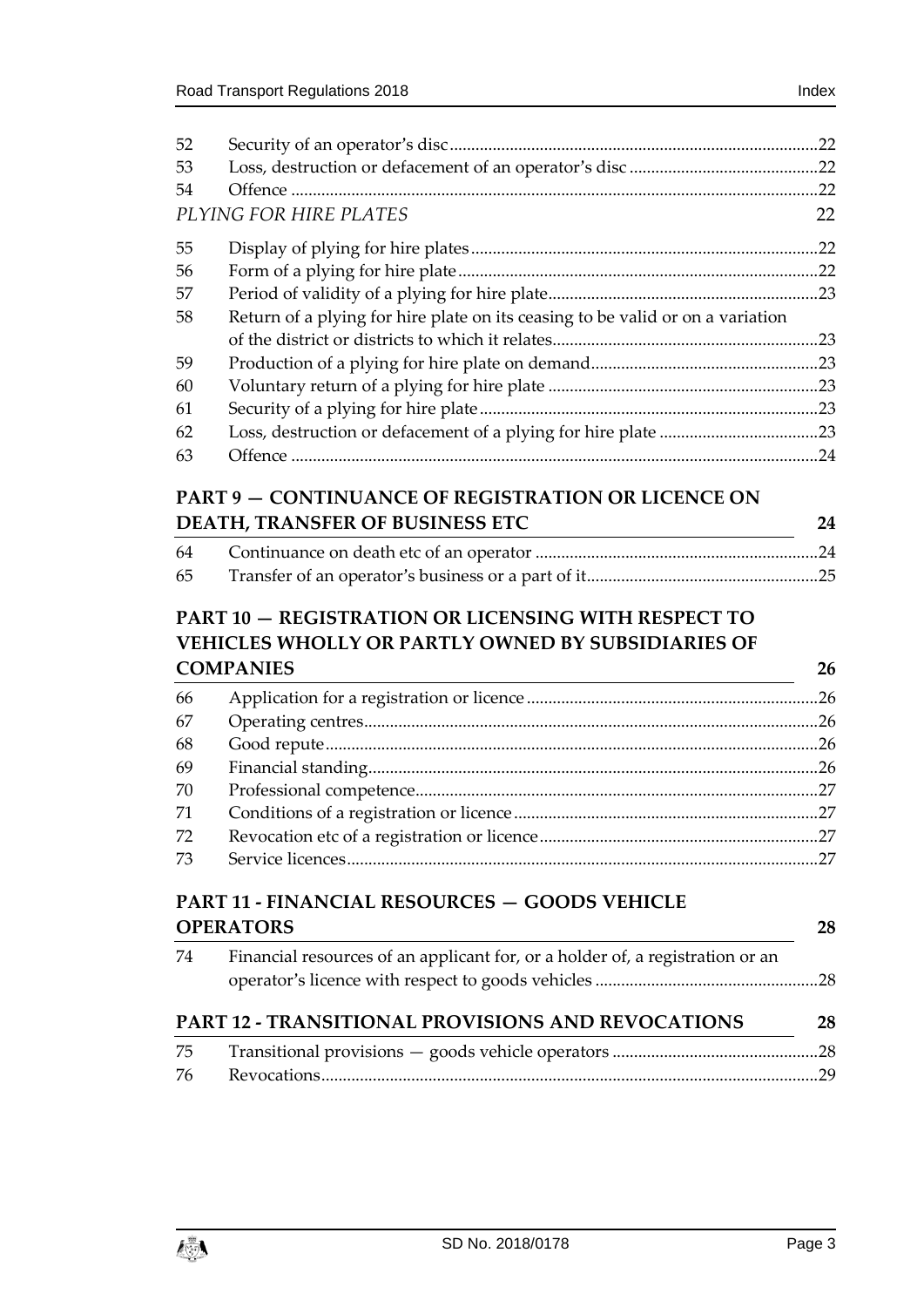52 Security of an operator's disc ..... 22
53 Loss, destruction or defacement of an operator's disc ..... 22
54 Offence ..... 22

*PLYING FOR HIRE PLATES* 22

55 Display of plying for hire plates ..... 22
56 Form of a plying for hire plate ..... 22
57 Period of validity of a plying for hire plate ..... 23
58 Return of a plying for hire plate on its ceasing to be valid or on a variation of the district or districts to which it relates ..... 23
59 Production of a plying for hire plate on demand ..... 23
60 Voluntary return of a plying for hire plate ..... 23
61 Security of a plying for hire plate ..... 23
62 Loss, destruction or defacement of a plying for hire plate ..... 23
63 Offence ..... 24

**PART 9 — CONTINUANCE OF REGISTRATION OR LICENCE ON DEATH, TRANSFER OF BUSINESS ETC** **24**

64 Continuance on death etc of an operator ..... 24
65 Transfer of an operator's business or a part of it ..... 25

**PART 10 — REGISTRATION OR LICENSING WITH RESPECT TO VEHICLES WHOLLY OR PARTLY OWNED BY SUBSIDIARIES OF COMPANIES** **26**

66 Application for a registration or licence ..... 26
67 Operating centres ..... 26
68 Good repute ..... 26
69 Financial standing ..... 26
70 Professional competence ..... 27
71 Conditions of a registration or licence ..... 27
72 Revocation etc of a registration or licence ..... 27
73 Service licences ..... 27

**PART 11 - FINANCIAL RESOURCES — GOODS VEHICLE OPERATORS** **28**

74 Financial resources of an applicant for, or a holder of, a registration or an operator's licence with respect to goods vehicles ..... 28

**PART 12 - TRANSITIONAL PROVISIONS AND REVOCATIONS** **28**

75 Transitional provisions — goods vehicle operators ..... 28
76 Revocations ..... 29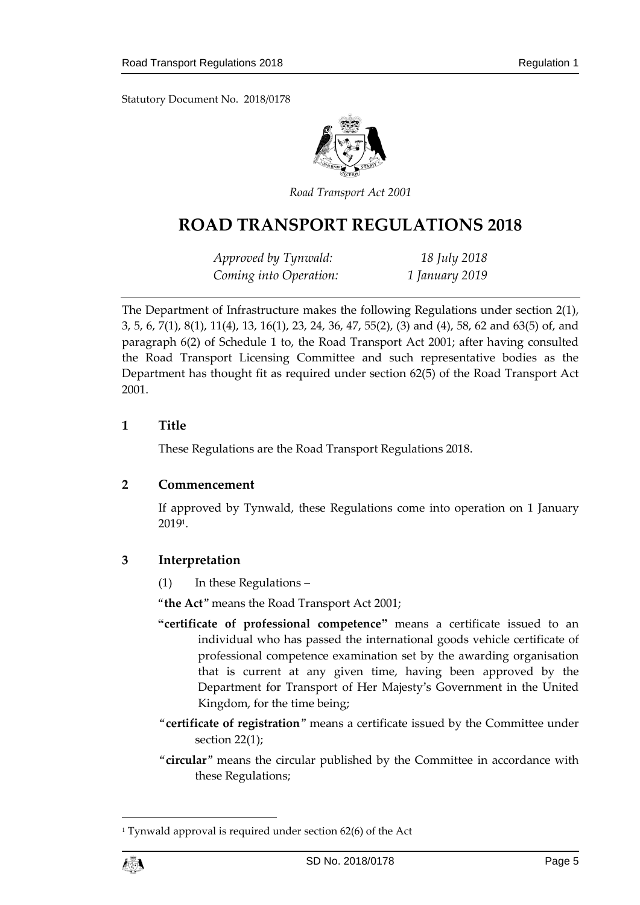Statutory Document No. 2018/0178

*Road Transport Act 2001*

# ROAD TRANSPORT REGULATIONS 2018

| | |
|---|---|
| *Approved by Tynwald:* | *18 July 2018* |
| *Coming into Operation:* | *1 January 2019* |

The Department of Infrastructure makes the following Regulations under section 2(1), 3, 5, 6, 7(1), 8(1), 11(4), 13, 16(1), 23, 24, 36, 47, 55(2), (3) and (4), 58, 62 and 63(5) of, and paragraph 6(2) of Schedule 1 to, the Road Transport Act 2001; after having consulted the Road Transport Licensing Committee and such representative bodies as the Department has thought fit as required under section 62(5) of the Road Transport Act 2001.

## 1 Title

These Regulations are the Road Transport Regulations 2018.

## 2 Commencement

If approved by Tynwald, these Regulations come into operation on 1 January 2019[1].

## 3 Interpretation

(1) In these Regulations –

"**the Act**" means the Road Transport Act 2001;

"**certificate of professional competence**" means a certificate issued to an individual who has passed the international goods vehicle certificate of professional competence examination set by the awarding organisation that is current at any given time, having been approved by the Department for Transport of Her Majesty's Government in the United Kingdom, for the time being;

"**certificate of registration**" means a certificate issued by the Committee under section 22(1);

"**circular**" means the circular published by the Committee in accordance with these Regulations;

---

[1] Tynwald approval is required under section 62(6) of the Act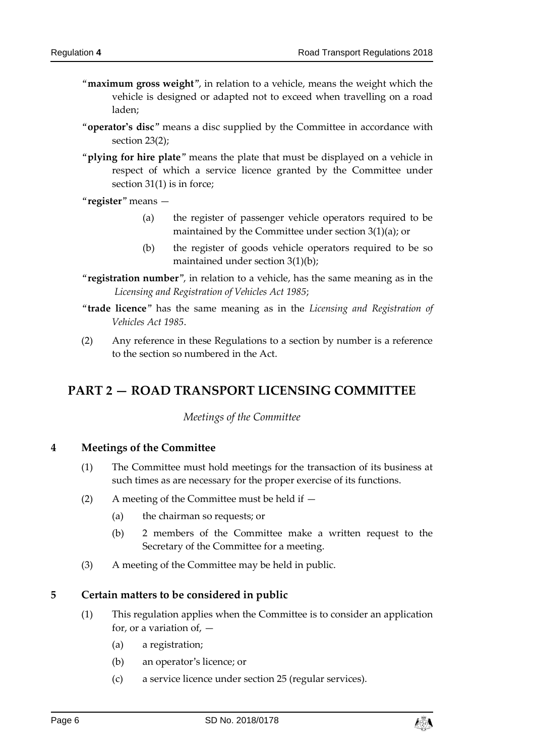"**maximum gross weight**", in relation to a vehicle, means the weight which the vehicle is designed or adapted not to exceed when travelling on a road laden;

"**operator's disc**" means a disc supplied by the Committee in accordance with section 23(2);

"**plying for hire plate**" means the plate that must be displayed on a vehicle in respect of which a service licence granted by the Committee under section 31(1) is in force;

"**register**" means —

(a) the register of passenger vehicle operators required to be maintained by the Committee under section 3(1)(a); or

(b) the register of goods vehicle operators required to be so maintained under section 3(1)(b);

"**registration number**", in relation to a vehicle, has the same meaning as in the *Licensing and Registration of Vehicles Act 1985*;

"**trade licence**" has the same meaning as in the *Licensing and Registration of Vehicles Act 1985*.

(2) Any reference in these Regulations to a section by number is a reference to the section so numbered in the Act.

## PART 2 — ROAD TRANSPORT LICENSING COMMITTEE

*Meetings of the Committee*

### 4 Meetings of the Committee

(1) The Committee must hold meetings for the transaction of its business at such times as are necessary for the proper exercise of its functions.

(2) A meeting of the Committee must be held if —

(a) the chairman so requests; or

(b) 2 members of the Committee make a written request to the Secretary of the Committee for a meeting.

(3) A meeting of the Committee may be held in public.

### 5 Certain matters to be considered in public

(1) This regulation applies when the Committee is to consider an application for, or a variation of, —

(a) a registration;

(b) an operator's licence; or

(c) a service licence under section 25 (regular services).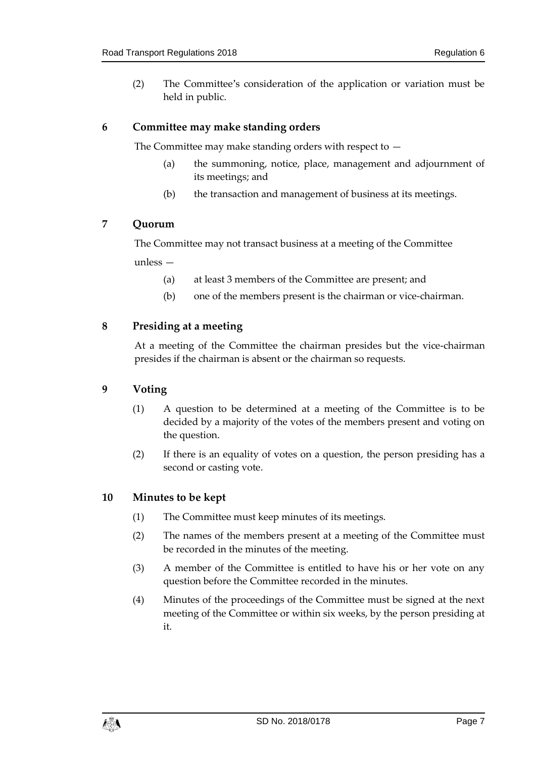(2) The Committee's consideration of the application or variation must be held in public.

## 6 Committee may make standing orders

The Committee may make standing orders with respect to —

(a) the summoning, notice, place, management and adjournment of its meetings; and

(b) the transaction and management of business at its meetings.

## 7 Quorum

The Committee may not transact business at a meeting of the Committee unless —

(a) at least 3 members of the Committee are present; and

(b) one of the members present is the chairman or vice-chairman.

## 8 Presiding at a meeting

At a meeting of the Committee the chairman presides but the vice-chairman presides if the chairman is absent or the chairman so requests.

## 9 Voting

(1) A question to be determined at a meeting of the Committee is to be decided by a majority of the votes of the members present and voting on the question.

(2) If there is an equality of votes on a question, the person presiding has a second or casting vote.

## 10 Minutes to be kept

(1) The Committee must keep minutes of its meetings.

(2) The names of the members present at a meeting of the Committee must be recorded in the minutes of the meeting.

(3) A member of the Committee is entitled to have his or her vote on any question before the Committee recorded in the minutes.

(4) Minutes of the proceedings of the Committee must be signed at the next meeting of the Committee or within six weeks, by the person presiding at it.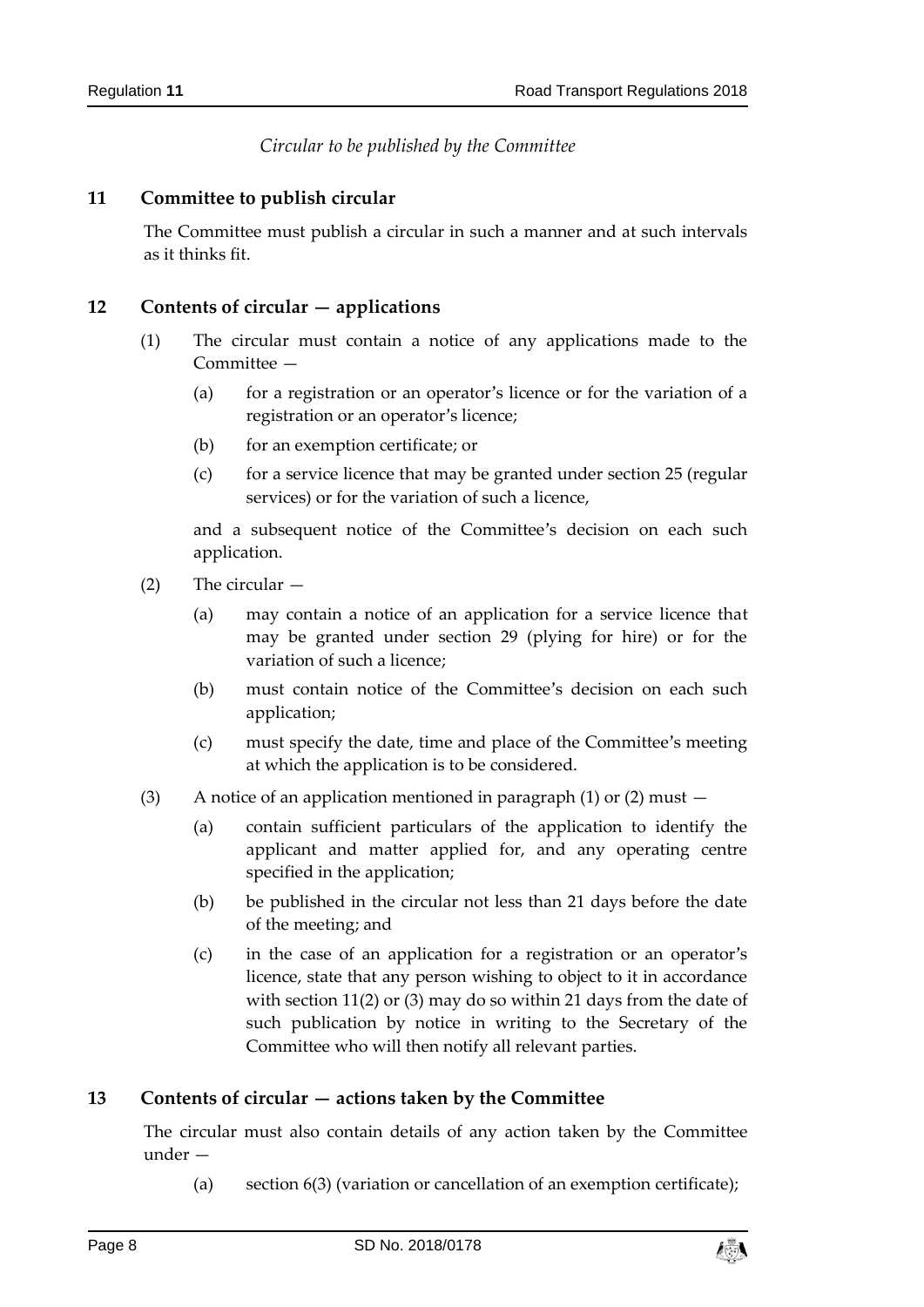*Circular to be published by the Committee*

## 11 Committee to publish circular

The Committee must publish a circular in such a manner and at such intervals as it thinks fit.

## 12 Contents of circular — applications

(1) The circular must contain a notice of any applications made to the Committee —

(a) for a registration or an operator's licence or for the variation of a registration or an operator's licence;

(b) for an exemption certificate; or

(c) for a service licence that may be granted under section 25 (regular services) or for the variation of such a licence,

and a subsequent notice of the Committee's decision on each such application.

(2) The circular —

(a) may contain a notice of an application for a service licence that may be granted under section 29 (plying for hire) or for the variation of such a licence;

(b) must contain notice of the Committee's decision on each such application;

(c) must specify the date, time and place of the Committee's meeting at which the application is to be considered.

(3) A notice of an application mentioned in paragraph (1) or (2) must —

(a) contain sufficient particulars of the application to identify the applicant and matter applied for, and any operating centre specified in the application;

(b) be published in the circular not less than 21 days before the date of the meeting; and

(c) in the case of an application for a registration or an operator's licence, state that any person wishing to object to it in accordance with section 11(2) or (3) may do so within 21 days from the date of such publication by notice in writing to the Secretary of the Committee who will then notify all relevant parties.

## 13 Contents of circular — actions taken by the Committee

The circular must also contain details of any action taken by the Committee under —

(a) section 6(3) (variation or cancellation of an exemption certificate);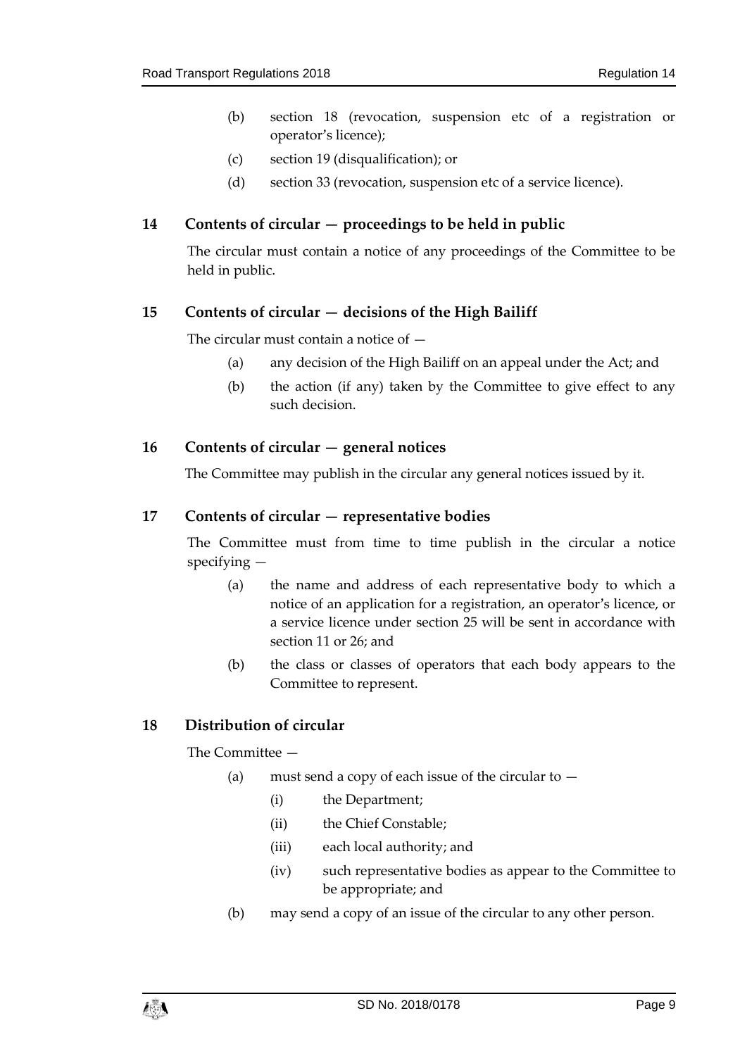(b) section 18 (revocation, suspension etc of a registration or operator's licence);

(c) section 19 (disqualification); or

(d) section 33 (revocation, suspension etc of a service licence).

## 14 Contents of circular — proceedings to be held in public

The circular must contain a notice of any proceedings of the Committee to be held in public.

## 15 Contents of circular — decisions of the High Bailiff

The circular must contain a notice of —

(a) any decision of the High Bailiff on an appeal under the Act; and

(b) the action (if any) taken by the Committee to give effect to any such decision.

## 16 Contents of circular — general notices

The Committee may publish in the circular any general notices issued by it.

## 17 Contents of circular — representative bodies

The Committee must from time to time publish in the circular a notice specifying —

(a) the name and address of each representative body to which a notice of an application for a registration, an operator's licence, or a service licence under section 25 will be sent in accordance with section 11 or 26; and

(b) the class or classes of operators that each body appears to the Committee to represent.

## 18 Distribution of circular

The Committee —

(a) must send a copy of each issue of the circular to —

  (i) the Department;

  (ii) the Chief Constable;

  (iii) each local authority; and

  (iv) such representative bodies as appear to the Committee to be appropriate; and

(b) may send a copy of an issue of the circular to any other person.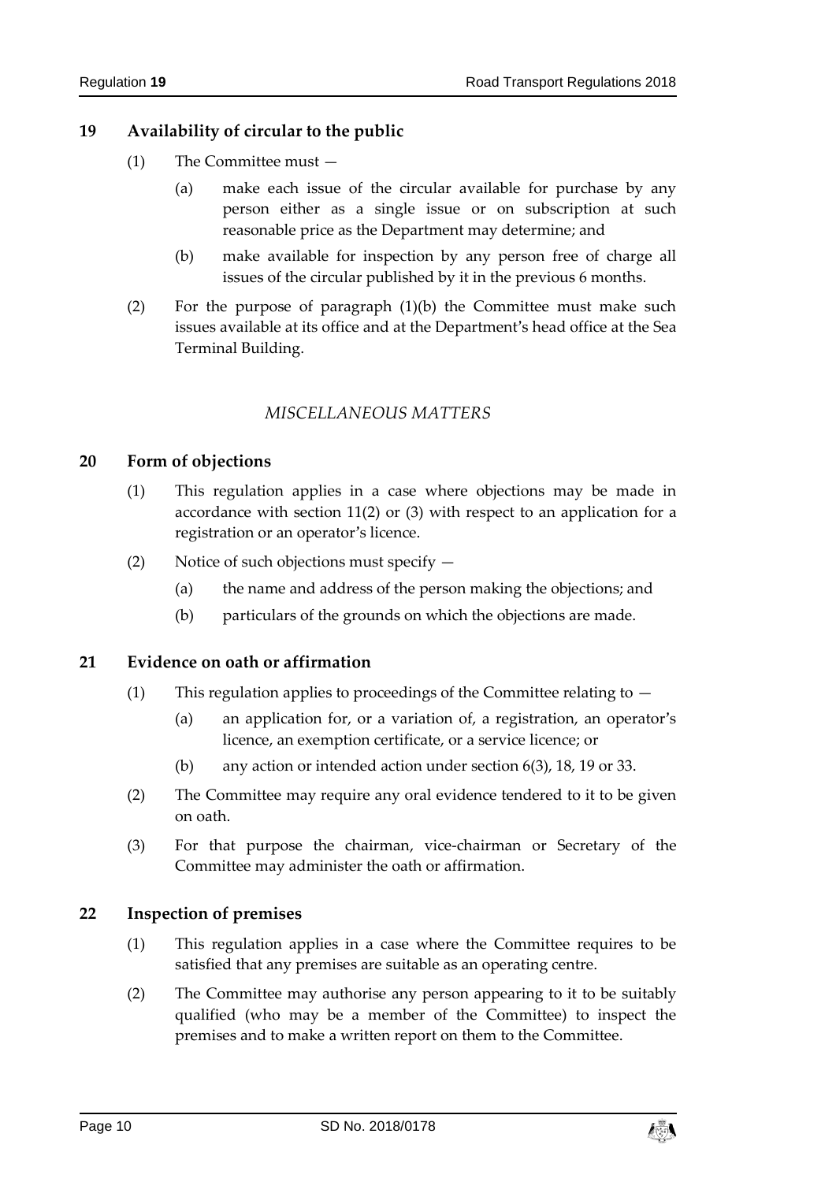## 19 Availability of circular to the public

(1) The Committee must —

(a) make each issue of the circular available for purchase by any person either as a single issue or on subscription at such reasonable price as the Department may determine; and

(b) make available for inspection by any person free of charge all issues of the circular published by it in the previous 6 months.

(2) For the purpose of paragraph (1)(b) the Committee must make such issues available at its office and at the Department's head office at the Sea Terminal Building.

*MISCELLANEOUS MATTERS*

## 20 Form of objections

(1) This regulation applies in a case where objections may be made in accordance with section 11(2) or (3) with respect to an application for a registration or an operator's licence.

(2) Notice of such objections must specify —

(a) the name and address of the person making the objections; and

(b) particulars of the grounds on which the objections are made.

## 21 Evidence on oath or affirmation

(1) This regulation applies to proceedings of the Committee relating to —

(a) an application for, or a variation of, a registration, an operator's licence, an exemption certificate, or a service licence; or

(b) any action or intended action under section 6(3), 18, 19 or 33.

(2) The Committee may require any oral evidence tendered to it to be given on oath.

(3) For that purpose the chairman, vice-chairman or Secretary of the Committee may administer the oath or affirmation.

## 22 Inspection of premises

(1) This regulation applies in a case where the Committee requires to be satisfied that any premises are suitable as an operating centre.

(2) The Committee may authorise any person appearing to it to be suitably qualified (who may be a member of the Committee) to inspect the premises and to make a written report on them to the Committee.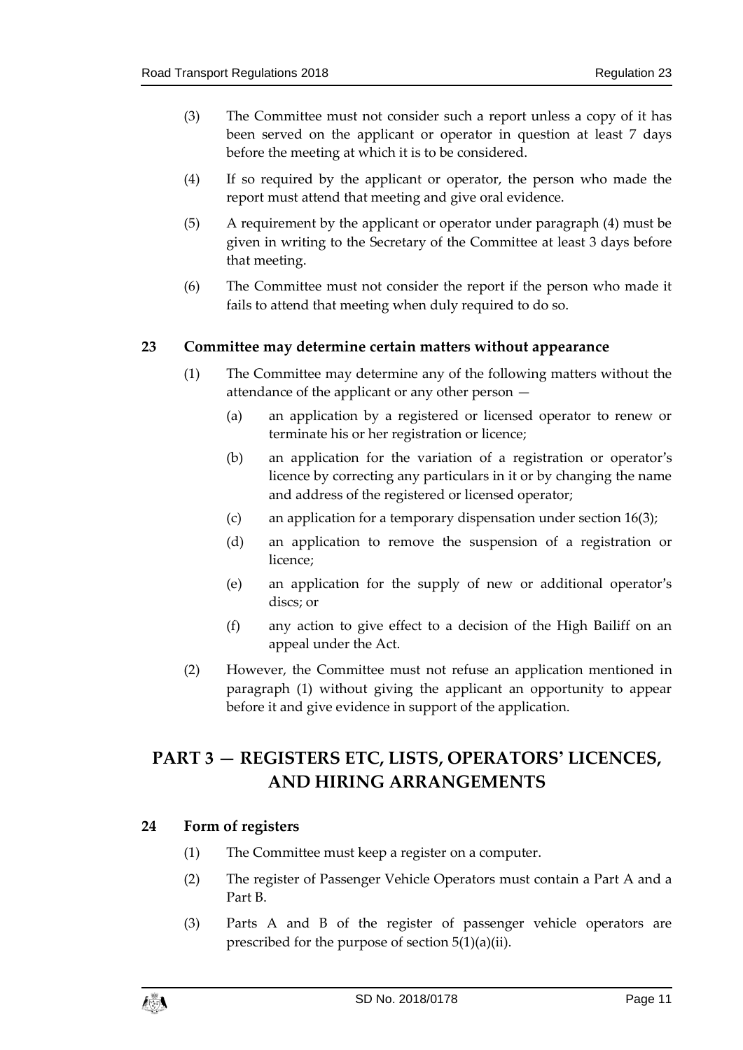(3) The Committee must not consider such a report unless a copy of it has been served on the applicant or operator in question at least 7 days before the meeting at which it is to be considered.

(4) If so required by the applicant or operator, the person who made the report must attend that meeting and give oral evidence.

(5) A requirement by the applicant or operator under paragraph (4) must be given in writing to the Secretary of the Committee at least 3 days before that meeting.

(6) The Committee must not consider the report if the person who made it fails to attend that meeting when duly required to do so.

### 23 Committee may determine certain matters without appearance

(1) The Committee may determine any of the following matters without the attendance of the applicant or any other person —

(a) an application by a registered or licensed operator to renew or terminate his or her registration or licence;

(b) an application for the variation of a registration or operator's licence by correcting any particulars in it or by changing the name and address of the registered or licensed operator;

(c) an application for a temporary dispensation under section 16(3);

(d) an application to remove the suspension of a registration or licence;

(e) an application for the supply of new or additional operator's discs; or

(f) any action to give effect to a decision of the High Bailiff on an appeal under the Act.

(2) However, the Committee must not refuse an application mentioned in paragraph (1) without giving the applicant an opportunity to appear before it and give evidence in support of the application.

## PART 3 — REGISTERS ETC, LISTS, OPERATORS' LICENCES, AND HIRING ARRANGEMENTS

### 24 Form of registers

(1) The Committee must keep a register on a computer.

(2) The register of Passenger Vehicle Operators must contain a Part A and a Part B.

(3) Parts A and B of the register of passenger vehicle operators are prescribed for the purpose of section 5(1)(a)(ii).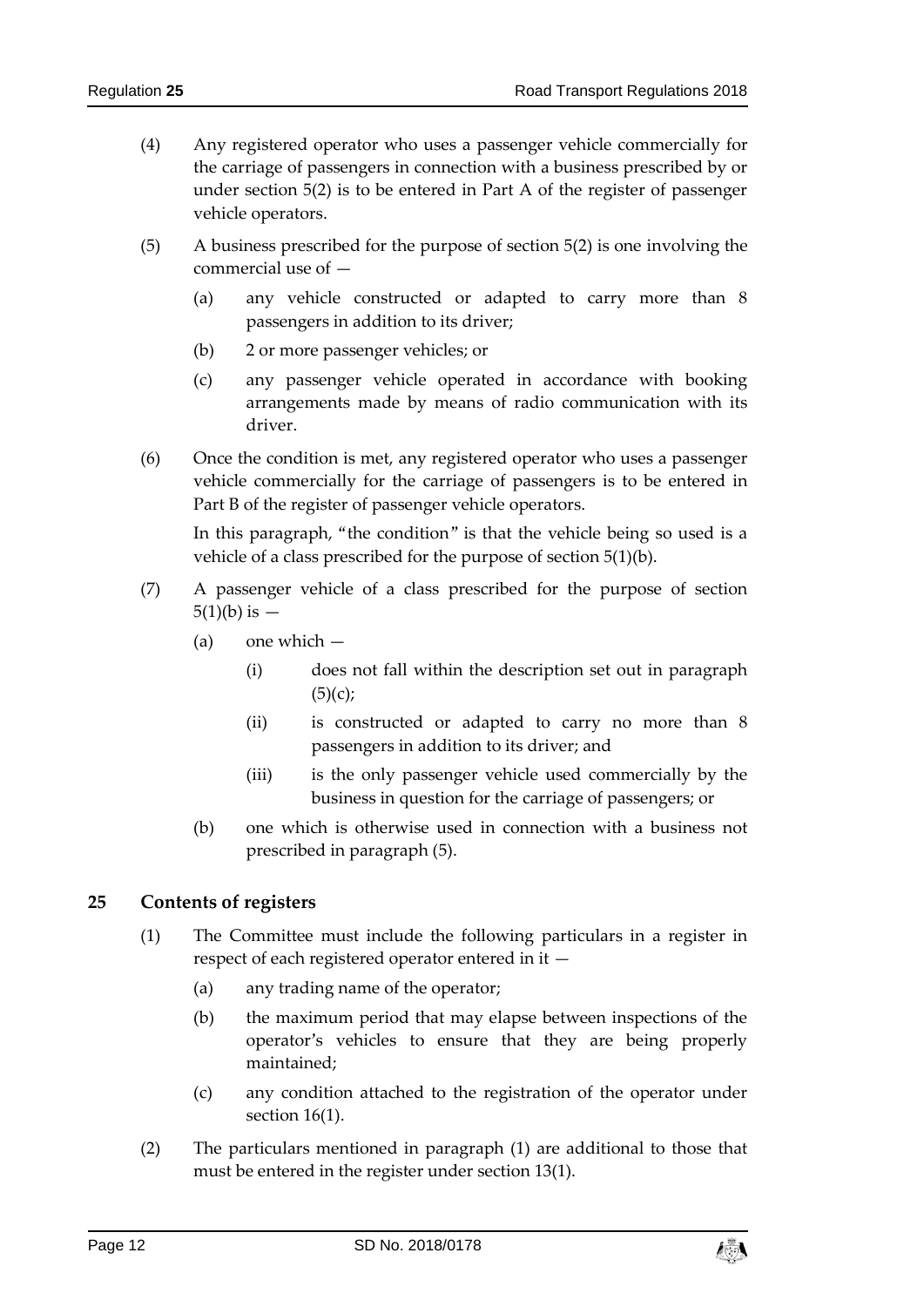(4) Any registered operator who uses a passenger vehicle commercially for the carriage of passengers in connection with a business prescribed by or under section 5(2) is to be entered in Part A of the register of passenger vehicle operators.

(5) A business prescribed for the purpose of section 5(2) is one involving the commercial use of —

(a) any vehicle constructed or adapted to carry more than 8 passengers in addition to its driver;

(b) 2 or more passenger vehicles; or

(c) any passenger vehicle operated in accordance with booking arrangements made by means of radio communication with its driver.

(6) Once the condition is met, any registered operator who uses a passenger vehicle commercially for the carriage of passengers is to be entered in Part B of the register of passenger vehicle operators.

In this paragraph, "the condition" is that the vehicle being so used is a vehicle of a class prescribed for the purpose of section 5(1)(b).

(7) A passenger vehicle of a class prescribed for the purpose of section 5(1)(b) is —

(a) one which —

(i) does not fall within the description set out in paragraph (5)(c);

(ii) is constructed or adapted to carry no more than 8 passengers in addition to its driver; and

(iii) is the only passenger vehicle used commercially by the business in question for the carriage of passengers; or

(b) one which is otherwise used in connection with a business not prescribed in paragraph (5).

## 25 Contents of registers

(1) The Committee must include the following particulars in a register in respect of each registered operator entered in it —

(a) any trading name of the operator;

(b) the maximum period that may elapse between inspections of the operator's vehicles to ensure that they are being properly maintained;

(c) any condition attached to the registration of the operator under section 16(1).

(2) The particulars mentioned in paragraph (1) are additional to those that must be entered in the register under section 13(1).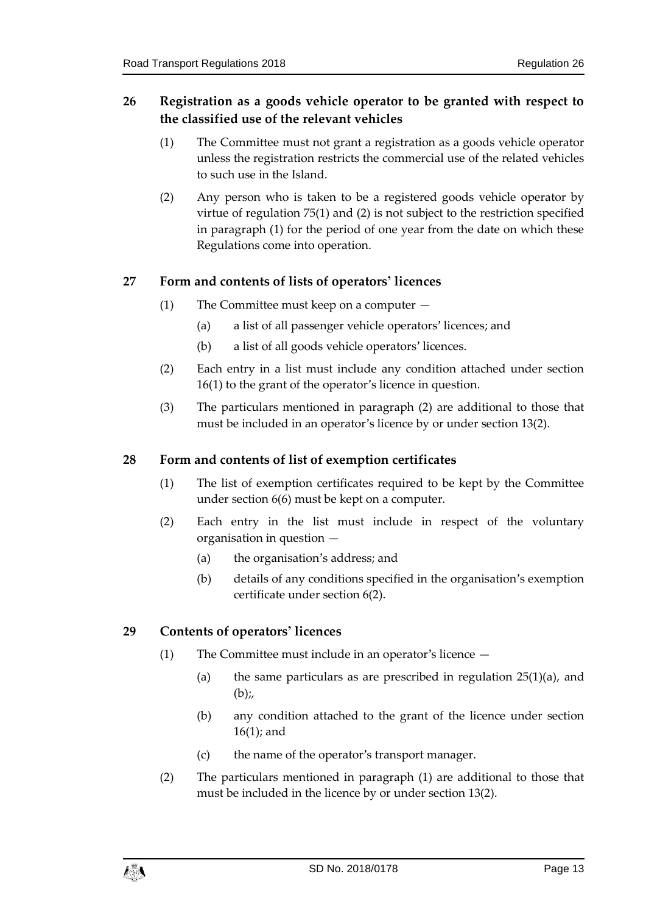## 26 Registration as a goods vehicle operator to be granted with respect to the classified use of the relevant vehicles

(1) The Committee must not grant a registration as a goods vehicle operator unless the registration restricts the commercial use of the related vehicles to such use in the Island.

(2) Any person who is taken to be a registered goods vehicle operator by virtue of regulation 75(1) and (2) is not subject to the restriction specified in paragraph (1) for the period of one year from the date on which these Regulations come into operation.

## 27 Form and contents of lists of operators' licences

(1) The Committee must keep on a computer —

(a) a list of all passenger vehicle operators' licences; and

(b) a list of all goods vehicle operators' licences.

(2) Each entry in a list must include any condition attached under section 16(1) to the grant of the operator's licence in question.

(3) The particulars mentioned in paragraph (2) are additional to those that must be included in an operator's licence by or under section 13(2).

## 28 Form and contents of list of exemption certificates

(1) The list of exemption certificates required to be kept by the Committee under section 6(6) must be kept on a computer.

(2) Each entry in the list must include in respect of the voluntary organisation in question —

(a) the organisation's address; and

(b) details of any conditions specified in the organisation's exemption certificate under section 6(2).

## 29 Contents of operators' licences

(1) The Committee must include in an operator's licence —

(a) the same particulars as are prescribed in regulation 25(1)(a), and (b);,

(b) any condition attached to the grant of the licence under section 16(1); and

(c) the name of the operator's transport manager.

(2) The particulars mentioned in paragraph (1) are additional to those that must be included in the licence by or under section 13(2).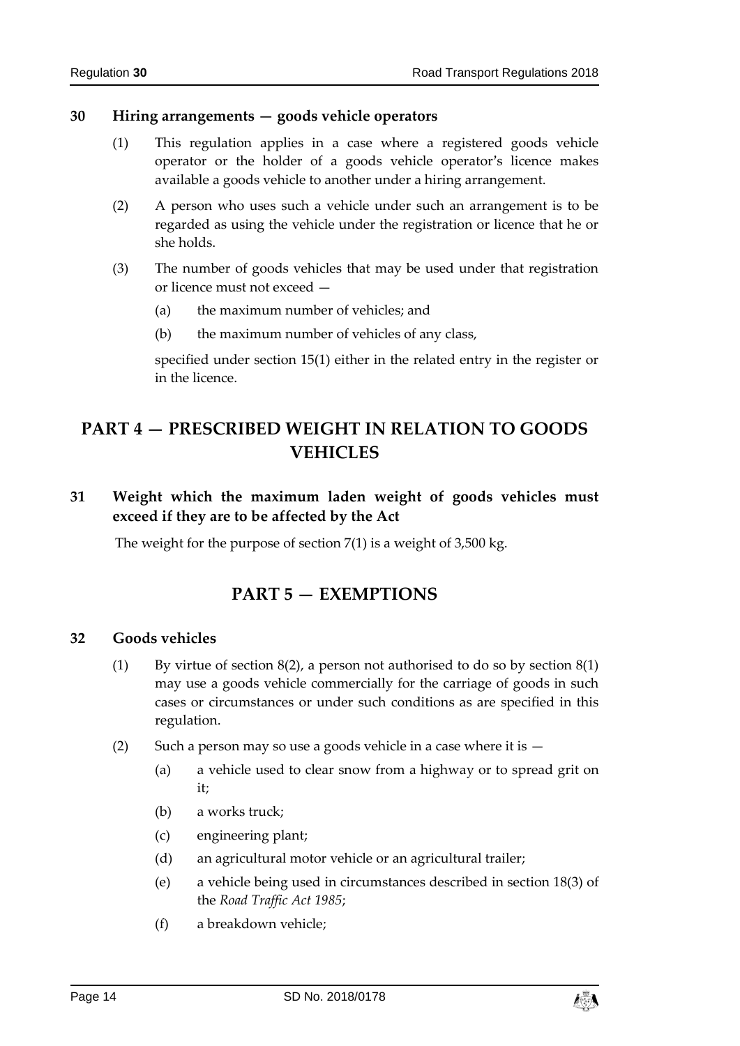### 30 Hiring arrangements — goods vehicle operators

(1) This regulation applies in a case where a registered goods vehicle operator or the holder of a goods vehicle operator's licence makes available a goods vehicle to another under a hiring arrangement.

(2) A person who uses such a vehicle under such an arrangement is to be regarded as using the vehicle under the registration or licence that he or she holds.

(3) The number of goods vehicles that may be used under that registration or licence must not exceed —

(a) the maximum number of vehicles; and

(b) the maximum number of vehicles of any class,

specified under section 15(1) either in the related entry in the register or in the licence.

## PART 4 — PRESCRIBED WEIGHT IN RELATION TO GOODS VEHICLES

### 31 Weight which the maximum laden weight of goods vehicles must exceed if they are to be affected by the Act

The weight for the purpose of section 7(1) is a weight of 3,500 kg.

## PART 5 — EXEMPTIONS

### 32 Goods vehicles

(1) By virtue of section 8(2), a person not authorised to do so by section 8(1) may use a goods vehicle commercially for the carriage of goods in such cases or circumstances or under such conditions as are specified in this regulation.

(2) Such a person may so use a goods vehicle in a case where it is —

(a) a vehicle used to clear snow from a highway or to spread grit on it;

(b) a works truck;

(c) engineering plant;

(d) an agricultural motor vehicle or an agricultural trailer;

(e) a vehicle being used in circumstances described in section 18(3) of the *Road Traffic Act 1985*;

(f) a breakdown vehicle;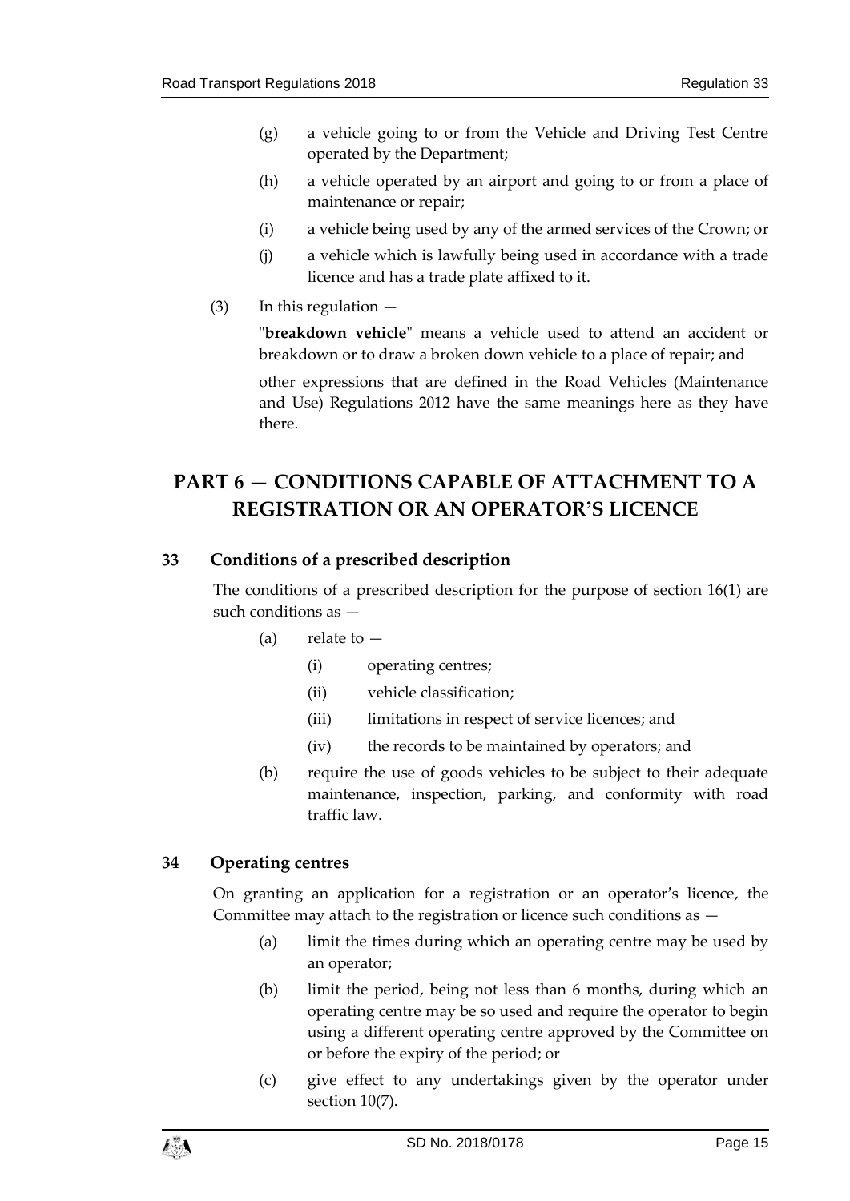(g) a vehicle going to or from the Vehicle and Driving Test Centre operated by the Department;

(h) a vehicle operated by an airport and going to or from a place of maintenance or repair;

(i) a vehicle being used by any of the armed services of the Crown; or

(j) a vehicle which is lawfully being used in accordance with a trade licence and has a trade plate affixed to it.

(3) In this regulation —

"**breakdown vehicle**" means a vehicle used to attend an accident or breakdown or to draw a broken down vehicle to a place of repair; and

other expressions that are defined in the Road Vehicles (Maintenance and Use) Regulations 2012 have the same meanings here as they have there.

# PART 6 — CONDITIONS CAPABLE OF ATTACHMENT TO A REGISTRATION OR AN OPERATOR'S LICENCE

## 33 Conditions of a prescribed description

The conditions of a prescribed description for the purpose of section 16(1) are such conditions as —

(a) relate to —

(i) operating centres;

(ii) vehicle classification;

(iii) limitations in respect of service licences; and

(iv) the records to be maintained by operators; and

(b) require the use of goods vehicles to be subject to their adequate maintenance, inspection, parking, and conformity with road traffic law.

## 34 Operating centres

On granting an application for a registration or an operator's licence, the Committee may attach to the registration or licence such conditions as —

(a) limit the times during which an operating centre may be used by an operator;

(b) limit the period, being not less than 6 months, during which an operating centre may be so used and require the operator to begin using a different operating centre approved by the Committee on or before the expiry of the period; or

(c) give effect to any undertakings given by the operator under section 10(7).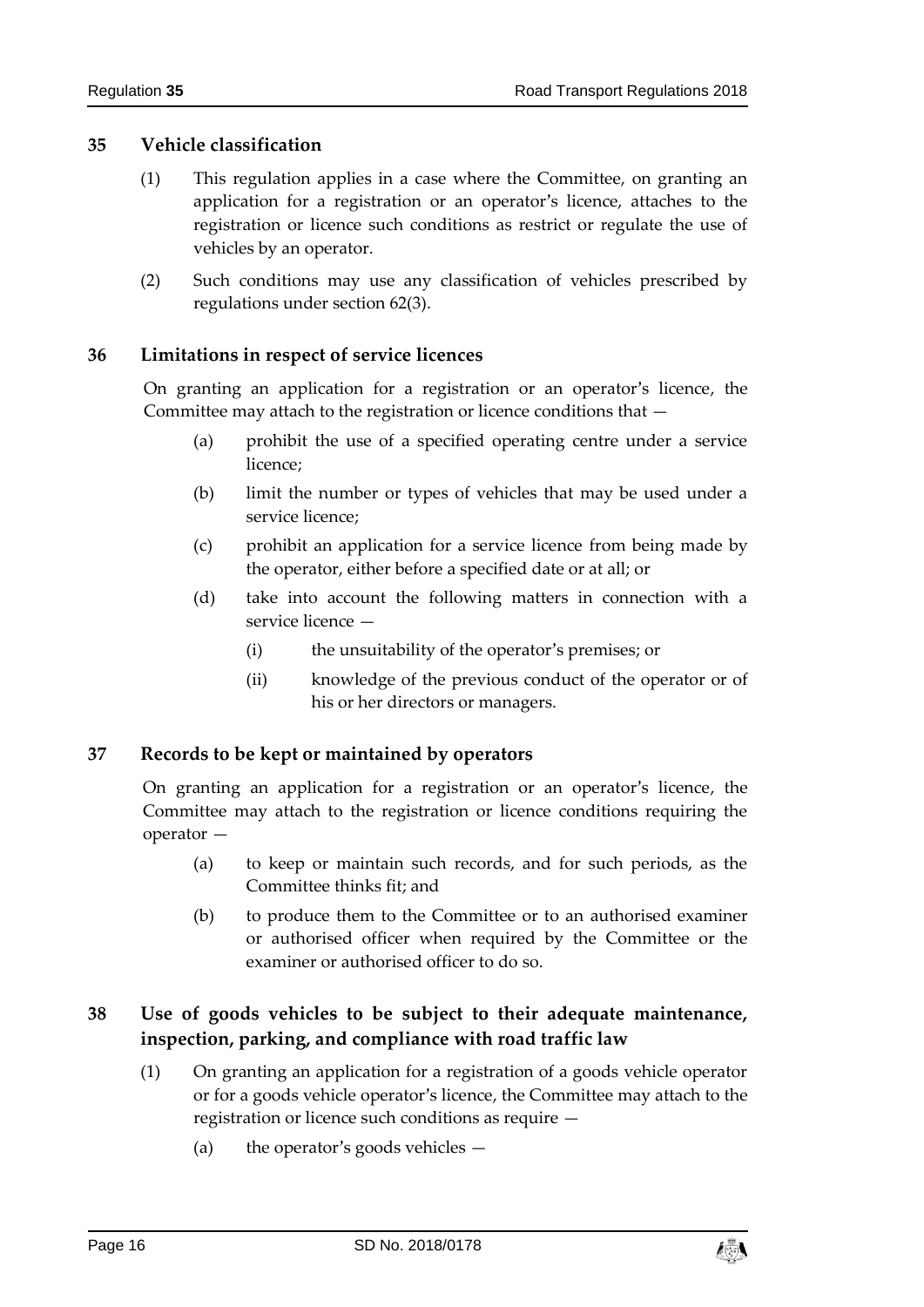## 35 Vehicle classification

(1) This regulation applies in a case where the Committee, on granting an application for a registration or an operator's licence, attaches to the registration or licence such conditions as restrict or regulate the use of vehicles by an operator.

(2) Such conditions may use any classification of vehicles prescribed by regulations under section 62(3).

## 36 Limitations in respect of service licences

On granting an application for a registration or an operator's licence, the Committee may attach to the registration or licence conditions that —

(a) prohibit the use of a specified operating centre under a service licence;

(b) limit the number or types of vehicles that may be used under a service licence;

(c) prohibit an application for a service licence from being made by the operator, either before a specified date or at all; or

(d) take into account the following matters in connection with a service licence —

(i) the unsuitability of the operator's premises; or

(ii) knowledge of the previous conduct of the operator or of his or her directors or managers.

## 37 Records to be kept or maintained by operators

On granting an application for a registration or an operator's licence, the Committee may attach to the registration or licence conditions requiring the operator —

(a) to keep or maintain such records, and for such periods, as the Committee thinks fit; and

(b) to produce them to the Committee or to an authorised examiner or authorised officer when required by the Committee or the examiner or authorised officer to do so.

## 38 Use of goods vehicles to be subject to their adequate maintenance, inspection, parking, and compliance with road traffic law

(1) On granting an application for a registration of a goods vehicle operator or for a goods vehicle operator's licence, the Committee may attach to the registration or licence such conditions as require —

(a) the operator's goods vehicles —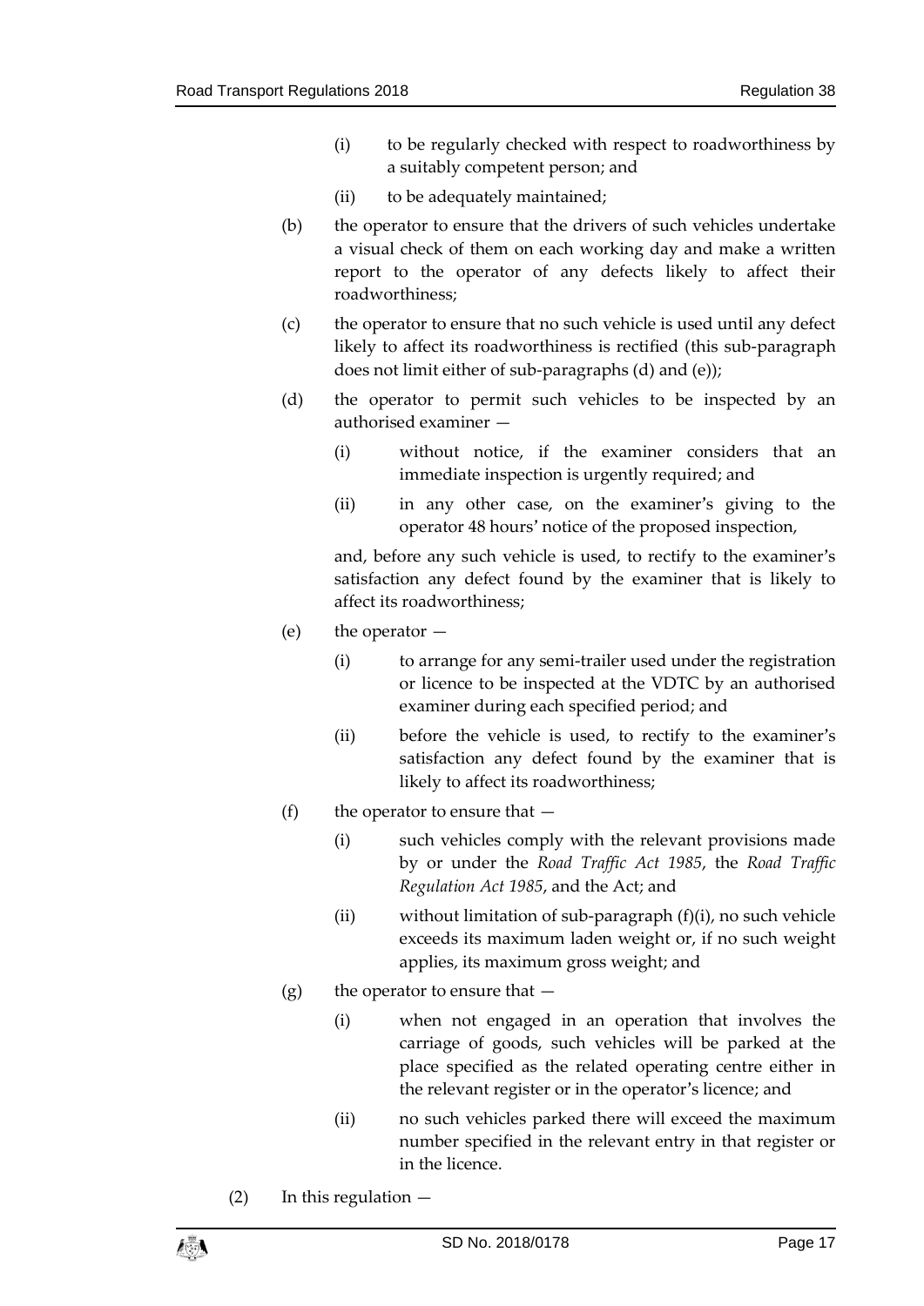(i) to be regularly checked with respect to roadworthiness by a suitably competent person; and

(ii) to be adequately maintained;

(b) the operator to ensure that the drivers of such vehicles undertake a visual check of them on each working day and make a written report to the operator of any defects likely to affect their roadworthiness;

(c) the operator to ensure that no such vehicle is used until any defect likely to affect its roadworthiness is rectified (this sub-paragraph does not limit either of sub-paragraphs (d) and (e));

(d) the operator to permit such vehicles to be inspected by an authorised examiner —

(i) without notice, if the examiner considers that an immediate inspection is urgently required; and

(ii) in any other case, on the examiner's giving to the operator 48 hours' notice of the proposed inspection,

and, before any such vehicle is used, to rectify to the examiner's satisfaction any defect found by the examiner that is likely to affect its roadworthiness;

(e) the operator —

(i) to arrange for any semi-trailer used under the registration or licence to be inspected at the VDTC by an authorised examiner during each specified period; and

(ii) before the vehicle is used, to rectify to the examiner's satisfaction any defect found by the examiner that is likely to affect its roadworthiness;

(f) the operator to ensure that —

(i) such vehicles comply with the relevant provisions made by or under the *Road Traffic Act 1985*, the *Road Traffic Regulation Act 1985*, and the Act; and

(ii) without limitation of sub-paragraph (f)(i), no such vehicle exceeds its maximum laden weight or, if no such weight applies, its maximum gross weight; and

(g) the operator to ensure that —

(i) when not engaged in an operation that involves the carriage of goods, such vehicles will be parked at the place specified as the related operating centre either in the relevant register or in the operator's licence; and

(ii) no such vehicles parked there will exceed the maximum number specified in the relevant entry in that register or in the licence.

(2) In this regulation —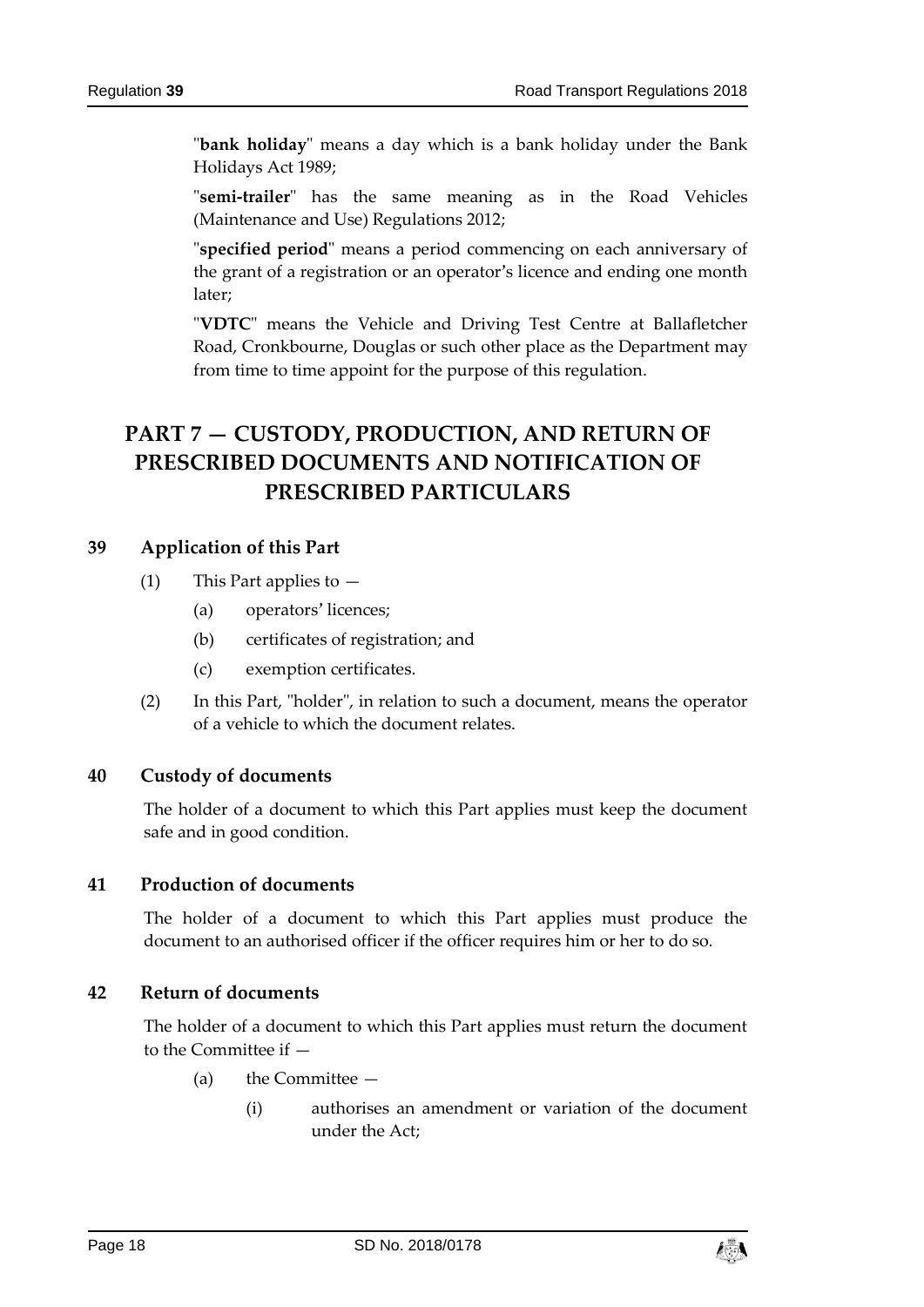"**bank holiday**" means a day which is a bank holiday under the Bank Holidays Act 1989;

"**semi-trailer**" has the same meaning as in the Road Vehicles (Maintenance and Use) Regulations 2012;

"**specified period**" means a period commencing on each anniversary of the grant of a registration or an operator's licence and ending one month later;

"**VDTC**" means the Vehicle and Driving Test Centre at Ballafletcher Road, Cronkbourne, Douglas or such other place as the Department may from time to time appoint for the purpose of this regulation.

## PART 7 — CUSTODY, PRODUCTION, AND RETURN OF PRESCRIBED DOCUMENTS AND NOTIFICATION OF PRESCRIBED PARTICULARS

### 39 Application of this Part

(1) This Part applies to —

(a) operators' licences;

(b) certificates of registration; and

(c) exemption certificates.

(2) In this Part, "holder", in relation to such a document, means the operator of a vehicle to which the document relates.

### 40 Custody of documents

The holder of a document to which this Part applies must keep the document safe and in good condition.

### 41 Production of documents

The holder of a document to which this Part applies must produce the document to an authorised officer if the officer requires him or her to do so.

### 42 Return of documents

The holder of a document to which this Part applies must return the document to the Committee if —

(a) the Committee —

(i) authorises an amendment or variation of the document under the Act;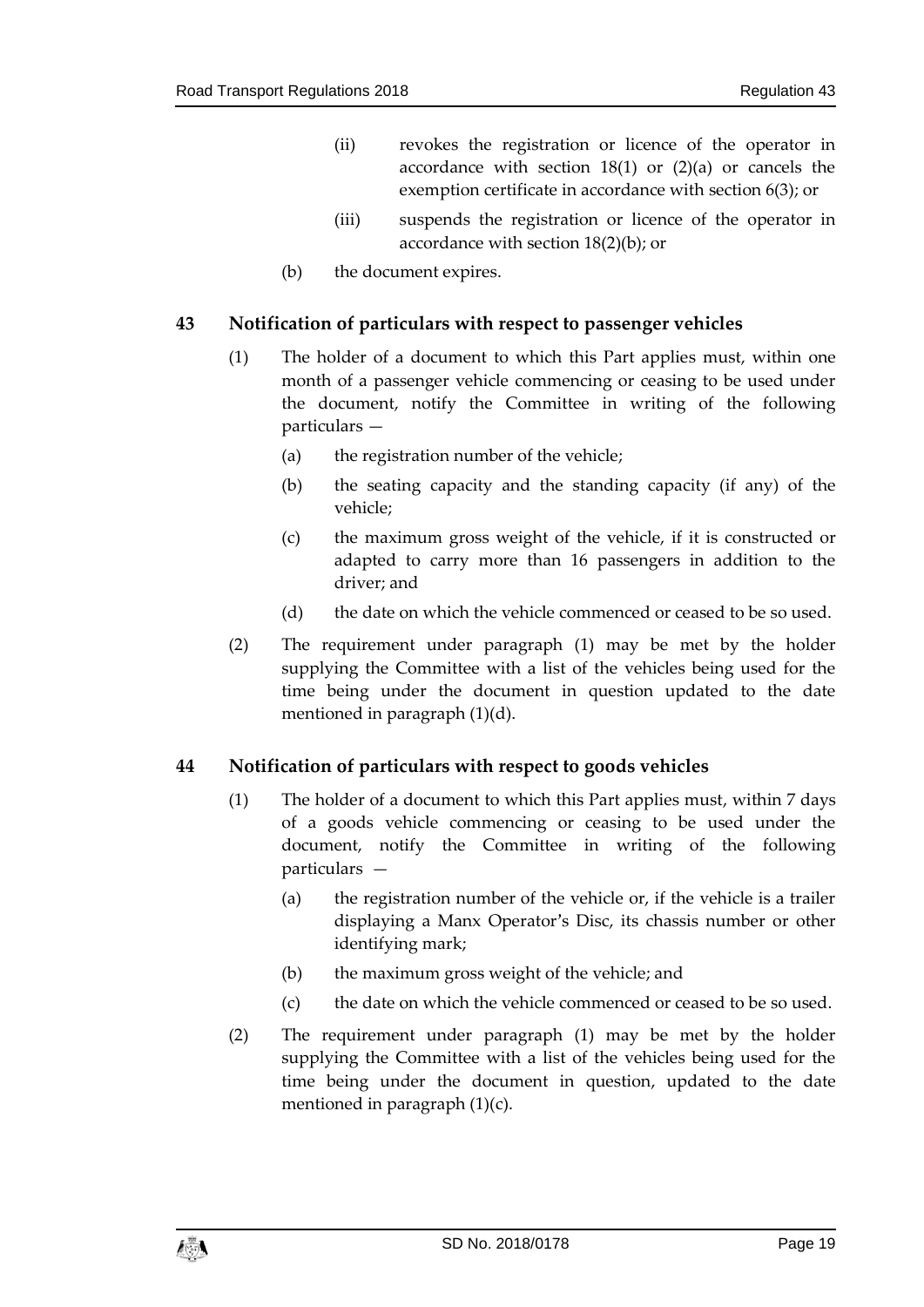(ii) revokes the registration or licence of the operator in accordance with section 18(1) or (2)(a) or cancels the exemption certificate in accordance with section 6(3); or

(iii) suspends the registration or licence of the operator in accordance with section 18(2)(b); or

(b) the document expires.

## 43 Notification of particulars with respect to passenger vehicles

(1) The holder of a document to which this Part applies must, within one month of a passenger vehicle commencing or ceasing to be used under the document, notify the Committee in writing of the following particulars —

(a) the registration number of the vehicle;

(b) the seating capacity and the standing capacity (if any) of the vehicle;

(c) the maximum gross weight of the vehicle, if it is constructed or adapted to carry more than 16 passengers in addition to the driver; and

(d) the date on which the vehicle commenced or ceased to be so used.

(2) The requirement under paragraph (1) may be met by the holder supplying the Committee with a list of the vehicles being used for the time being under the document in question updated to the date mentioned in paragraph (1)(d).

## 44 Notification of particulars with respect to goods vehicles

(1) The holder of a document to which this Part applies must, within 7 days of a goods vehicle commencing or ceasing to be used under the document, notify the Committee in writing of the following particulars —

(a) the registration number of the vehicle or, if the vehicle is a trailer displaying a Manx Operator's Disc, its chassis number or other identifying mark;

(b) the maximum gross weight of the vehicle; and

(c) the date on which the vehicle commenced or ceased to be so used.

(2) The requirement under paragraph (1) may be met by the holder supplying the Committee with a list of the vehicles being used for the time being under the document in question, updated to the date mentioned in paragraph (1)(c).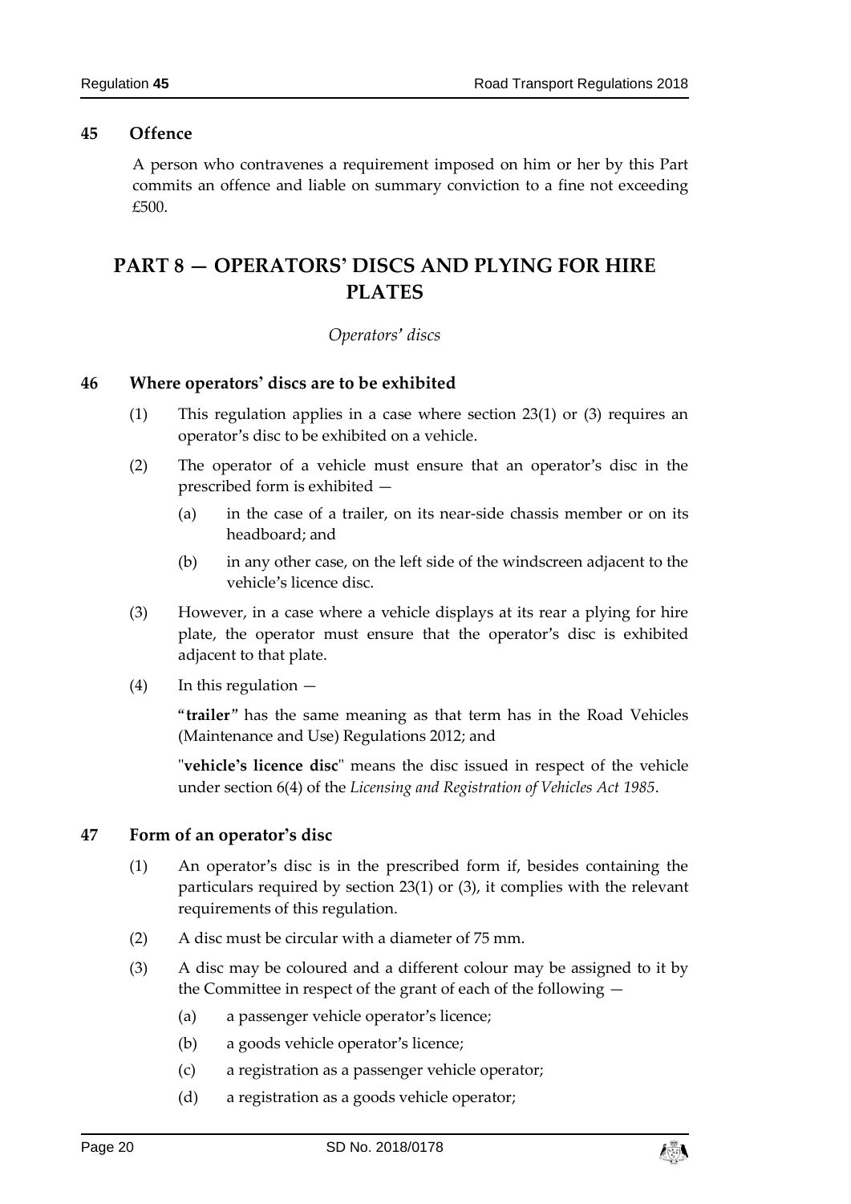### 45 Offence

A person who contravenes a requirement imposed on him or her by this Part commits an offence and liable on summary conviction to a fine not exceeding £500.

## PART 8 — OPERATORS' DISCS AND PLYING FOR HIRE PLATES

*Operators' discs*

### 46 Where operators' discs are to be exhibited

(1) This regulation applies in a case where section 23(1) or (3) requires an operator's disc to be exhibited on a vehicle.

(2) The operator of a vehicle must ensure that an operator's disc in the prescribed form is exhibited —

(a) in the case of a trailer, on its near-side chassis member or on its headboard; and

(b) in any other case, on the left side of the windscreen adjacent to the vehicle's licence disc.

(3) However, in a case where a vehicle displays at its rear a plying for hire plate, the operator must ensure that the operator's disc is exhibited adjacent to that plate.

(4) In this regulation —

"**trailer**" has the same meaning as that term has in the Road Vehicles (Maintenance and Use) Regulations 2012; and

"**vehicle's licence disc**" means the disc issued in respect of the vehicle under section 6(4) of the *Licensing and Registration of Vehicles Act 1985*.

### 47 Form of an operator's disc

(1) An operator's disc is in the prescribed form if, besides containing the particulars required by section 23(1) or (3), it complies with the relevant requirements of this regulation.

(2) A disc must be circular with a diameter of 75 mm.

(3) A disc may be coloured and a different colour may be assigned to it by the Committee in respect of the grant of each of the following —

(a) a passenger vehicle operator's licence;

(b) a goods vehicle operator's licence;

(c) a registration as a passenger vehicle operator;

(d) a registration as a goods vehicle operator;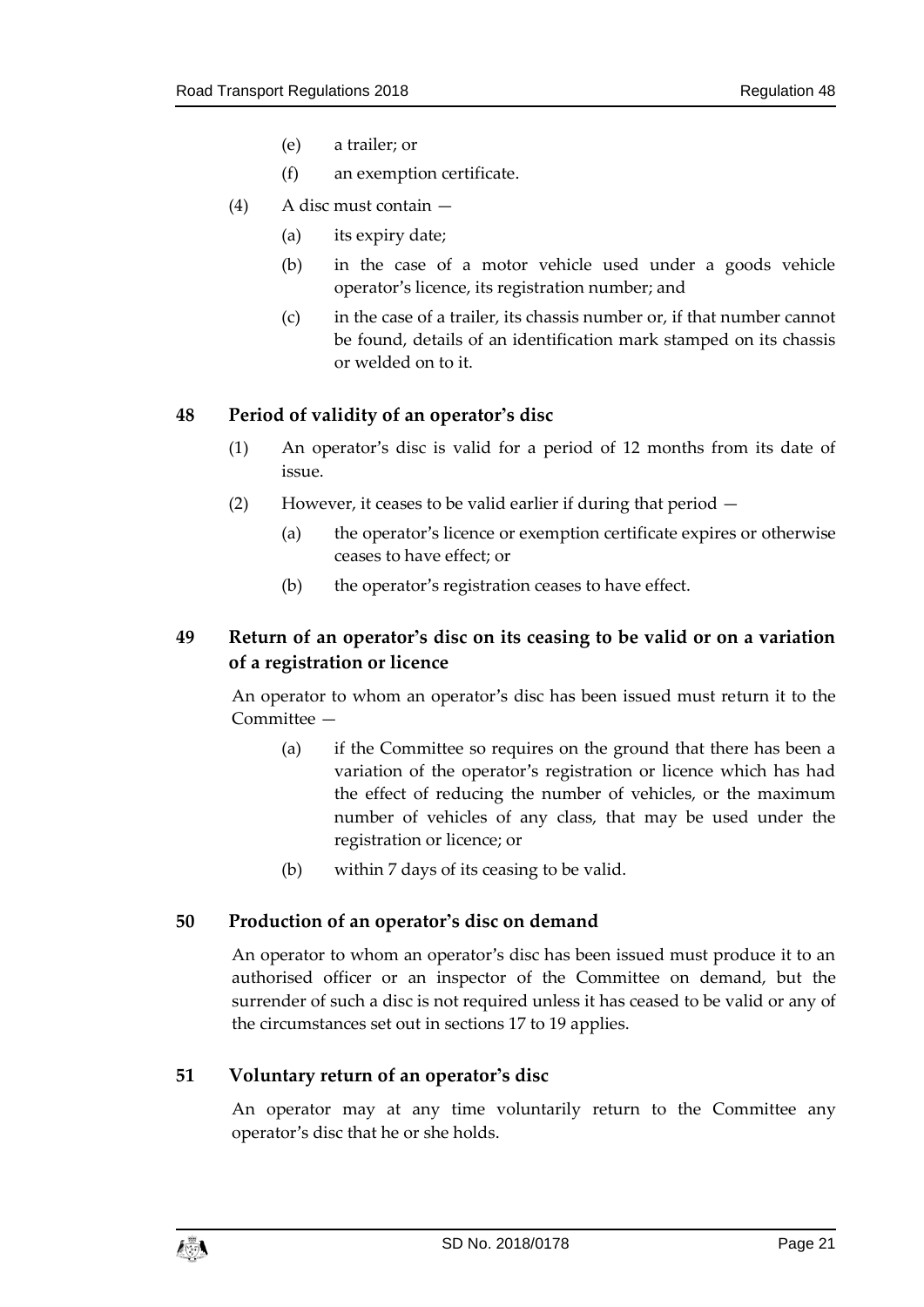(e) a trailer; or

(f) an exemption certificate.

(4) A disc must contain —

(a) its expiry date;

(b) in the case of a motor vehicle used under a goods vehicle operator's licence, its registration number; and

(c) in the case of a trailer, its chassis number or, if that number cannot be found, details of an identification mark stamped on its chassis or welded on to it.

## 48 Period of validity of an operator's disc

(1) An operator's disc is valid for a period of 12 months from its date of issue.

(2) However, it ceases to be valid earlier if during that period —

(a) the operator's licence or exemption certificate expires or otherwise ceases to have effect; or

(b) the operator's registration ceases to have effect.

## 49 Return of an operator's disc on its ceasing to be valid or on a variation of a registration or licence

An operator to whom an operator's disc has been issued must return it to the Committee —

(a) if the Committee so requires on the ground that there has been a variation of the operator's registration or licence which has had the effect of reducing the number of vehicles, or the maximum number of vehicles of any class, that may be used under the registration or licence; or

(b) within 7 days of its ceasing to be valid.

## 50 Production of an operator's disc on demand

An operator to whom an operator's disc has been issued must produce it to an authorised officer or an inspector of the Committee on demand, but the surrender of such a disc is not required unless it has ceased to be valid or any of the circumstances set out in sections 17 to 19 applies.

## 51 Voluntary return of an operator's disc

An operator may at any time voluntarily return to the Committee any operator's disc that he or she holds.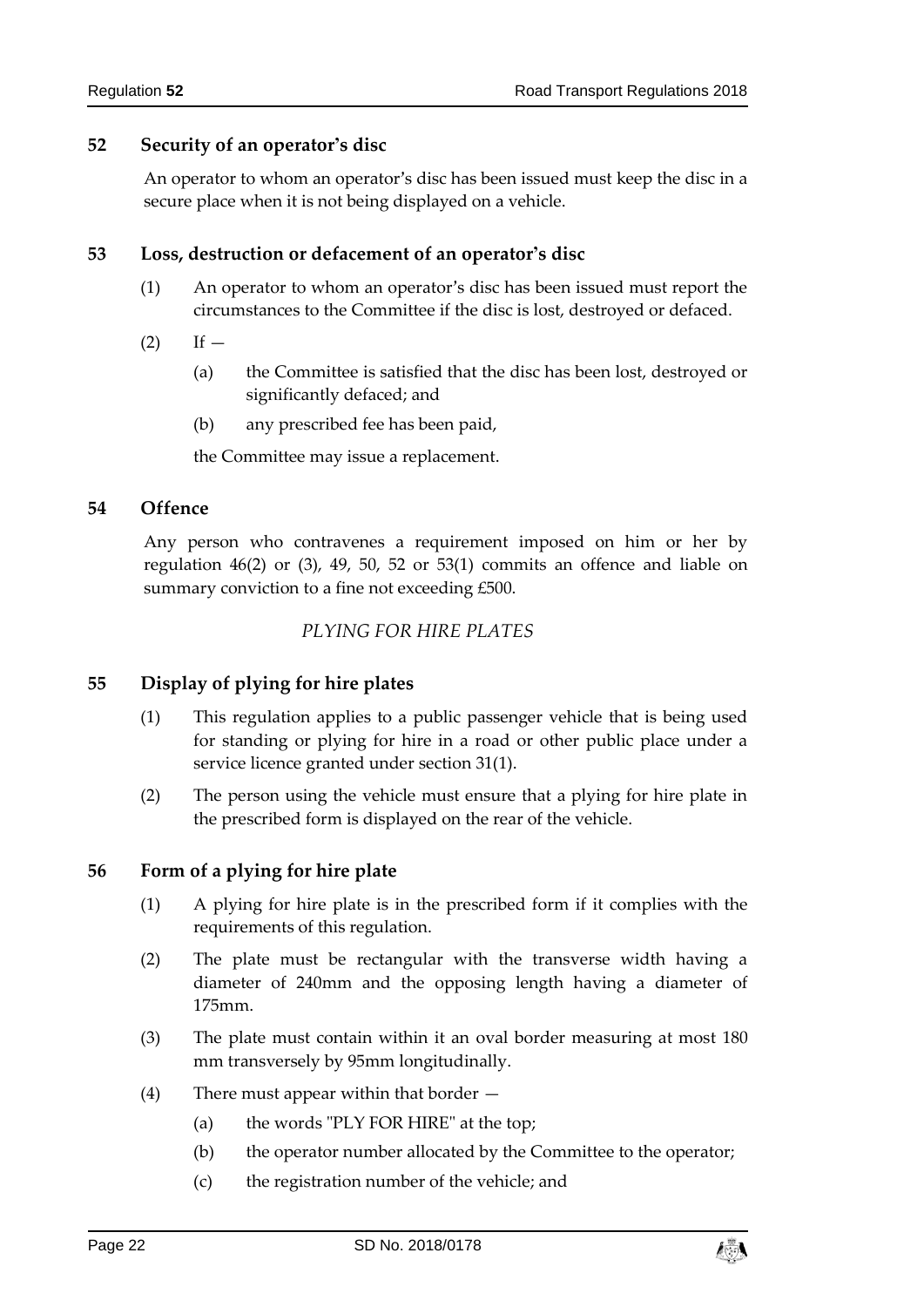## 52 Security of an operator's disc

An operator to whom an operator's disc has been issued must keep the disc in a secure place when it is not being displayed on a vehicle.

## 53 Loss, destruction or defacement of an operator's disc

(1) An operator to whom an operator's disc has been issued must report the circumstances to the Committee if the disc is lost, destroyed or defaced.

(2) If —

(a) the Committee is satisfied that the disc has been lost, destroyed or significantly defaced; and

(b) any prescribed fee has been paid,

the Committee may issue a replacement.

## 54 Offence

Any person who contravenes a requirement imposed on him or her by regulation 46(2) or (3), 49, 50, 52 or 53(1) commits an offence and liable on summary conviction to a fine not exceeding £500.

*PLYING FOR HIRE PLATES*

## 55 Display of plying for hire plates

(1) This regulation applies to a public passenger vehicle that is being used for standing or plying for hire in a road or other public place under a service licence granted under section 31(1).

(2) The person using the vehicle must ensure that a plying for hire plate in the prescribed form is displayed on the rear of the vehicle.

## 56 Form of a plying for hire plate

(1) A plying for hire plate is in the prescribed form if it complies with the requirements of this regulation.

(2) The plate must be rectangular with the transverse width having a diameter of 240mm and the opposing length having a diameter of 175mm.

(3) The plate must contain within it an oval border measuring at most 180 mm transversely by 95mm longitudinally.

(4) There must appear within that border —

(a) the words "PLY FOR HIRE" at the top;

(b) the operator number allocated by the Committee to the operator;

(c) the registration number of the vehicle; and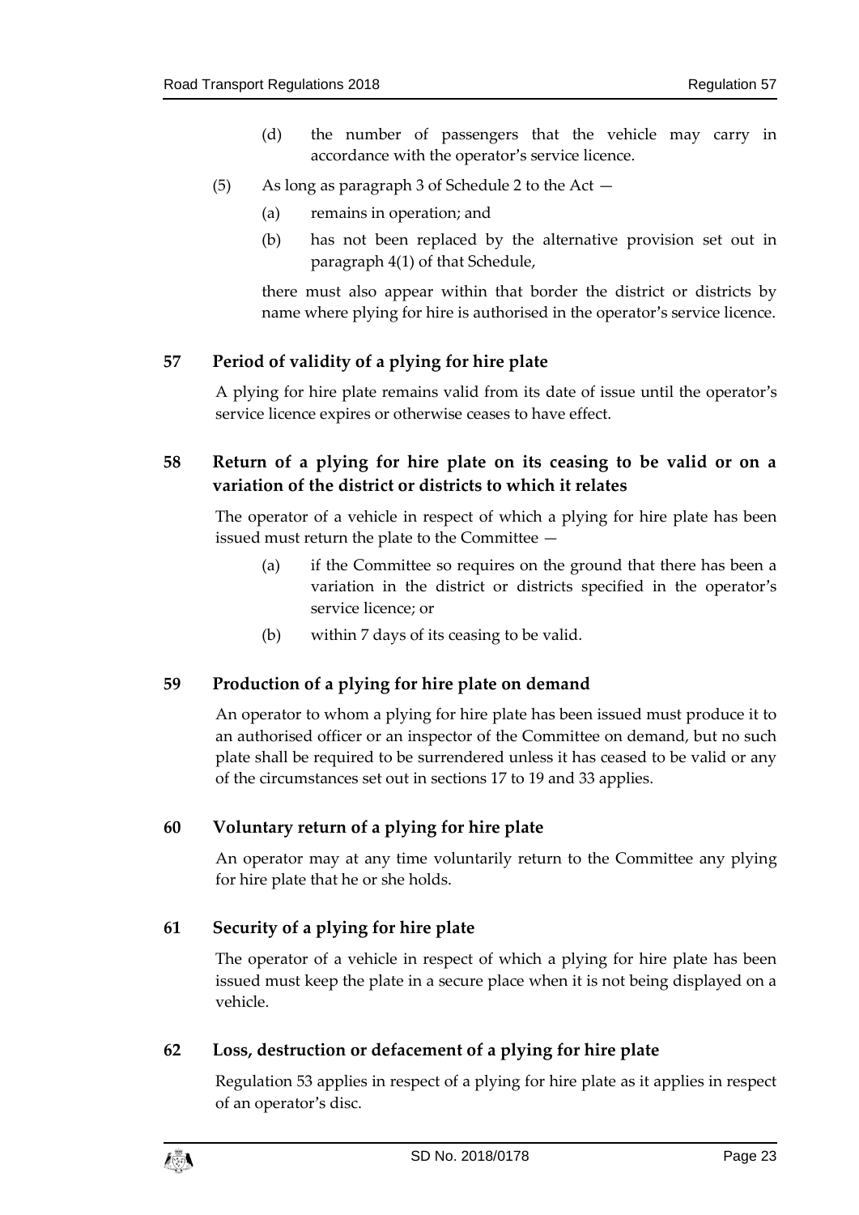(d) the number of passengers that the vehicle may carry in accordance with the operator's service licence.

(5) As long as paragraph 3 of Schedule 2 to the Act —

(a) remains in operation; and

(b) has not been replaced by the alternative provision set out in paragraph 4(1) of that Schedule,

there must also appear within that border the district or districts by name where plying for hire is authorised in the operator's service licence.

## 57 Period of validity of a plying for hire plate

A plying for hire plate remains valid from its date of issue until the operator's service licence expires or otherwise ceases to have effect.

## 58 Return of a plying for hire plate on its ceasing to be valid or on a variation of the district or districts to which it relates

The operator of a vehicle in respect of which a plying for hire plate has been issued must return the plate to the Committee —

(a) if the Committee so requires on the ground that there has been a variation in the district or districts specified in the operator's service licence; or

(b) within 7 days of its ceasing to be valid.

## 59 Production of a plying for hire plate on demand

An operator to whom a plying for hire plate has been issued must produce it to an authorised officer or an inspector of the Committee on demand, but no such plate shall be required to be surrendered unless it has ceased to be valid or any of the circumstances set out in sections 17 to 19 and 33 applies.

## 60 Voluntary return of a plying for hire plate

An operator may at any time voluntarily return to the Committee any plying for hire plate that he or she holds.

## 61 Security of a plying for hire plate

The operator of a vehicle in respect of which a plying for hire plate has been issued must keep the plate in a secure place when it is not being displayed on a vehicle.

## 62 Loss, destruction or defacement of a plying for hire plate

Regulation 53 applies in respect of a plying for hire plate as it applies in respect of an operator's disc.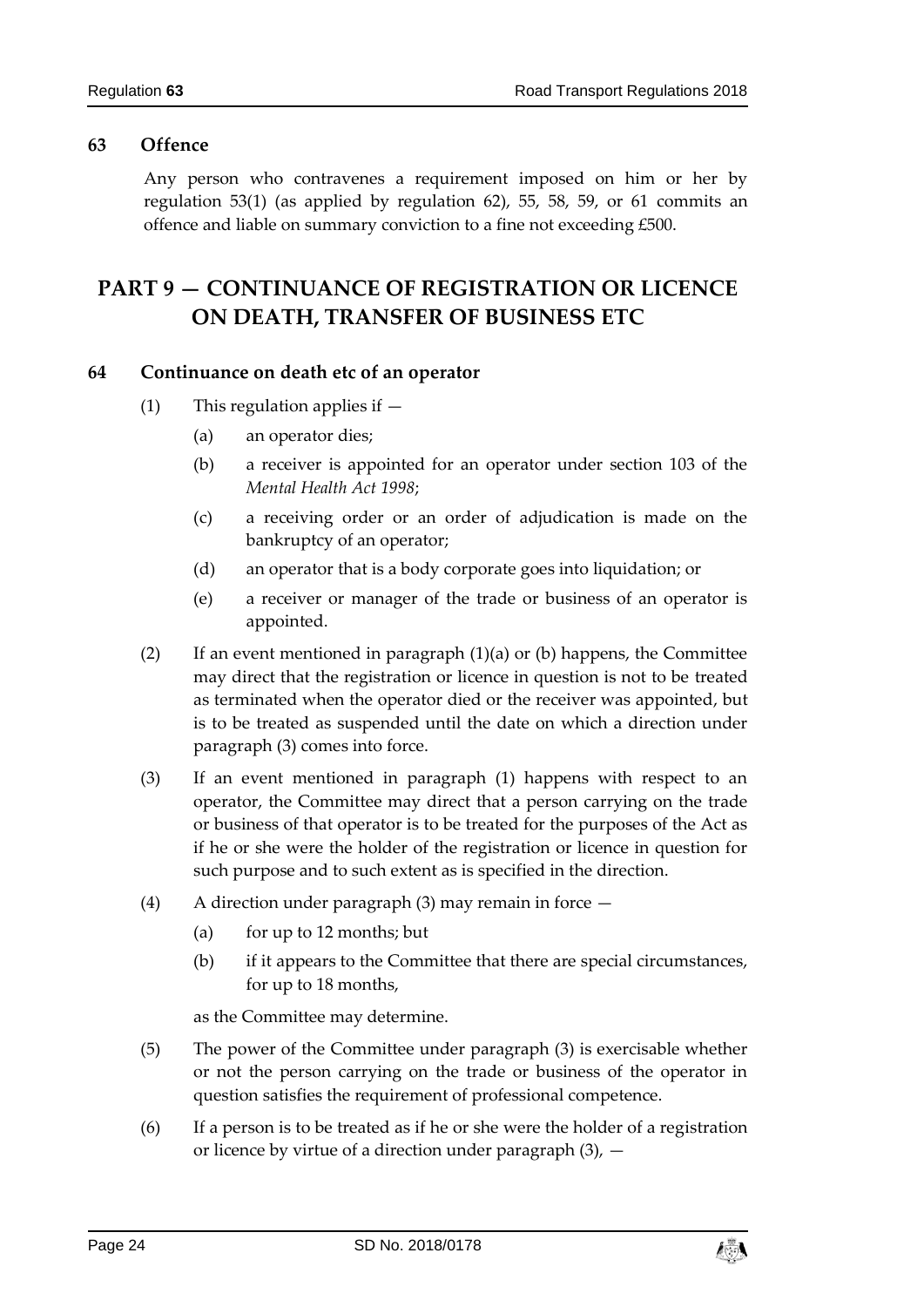### 63 Offence

Any person who contravenes a requirement imposed on him or her by regulation 53(1) (as applied by regulation 62), 55, 58, 59, or 61 commits an offence and liable on summary conviction to a fine not exceeding £500.

## PART 9 — CONTINUANCE OF REGISTRATION OR LICENCE ON DEATH, TRANSFER OF BUSINESS ETC

### 64 Continuance on death etc of an operator

(1) This regulation applies if —

(a) an operator dies;

(b) a receiver is appointed for an operator under section 103 of the *Mental Health Act 1998*;

(c) a receiving order or an order of adjudication is made on the bankruptcy of an operator;

(d) an operator that is a body corporate goes into liquidation; or

(e) a receiver or manager of the trade or business of an operator is appointed.

(2) If an event mentioned in paragraph (1)(a) or (b) happens, the Committee may direct that the registration or licence in question is not to be treated as terminated when the operator died or the receiver was appointed, but is to be treated as suspended until the date on which a direction under paragraph (3) comes into force.

(3) If an event mentioned in paragraph (1) happens with respect to an operator, the Committee may direct that a person carrying on the trade or business of that operator is to be treated for the purposes of the Act as if he or she were the holder of the registration or licence in question for such purpose and to such extent as is specified in the direction.

(4) A direction under paragraph (3) may remain in force —

(a) for up to 12 months; but

(b) if it appears to the Committee that there are special circumstances, for up to 18 months,

as the Committee may determine.

(5) The power of the Committee under paragraph (3) is exercisable whether or not the person carrying on the trade or business of the operator in question satisfies the requirement of professional competence.

(6) If a person is to be treated as if he or she were the holder of a registration or licence by virtue of a direction under paragraph (3), —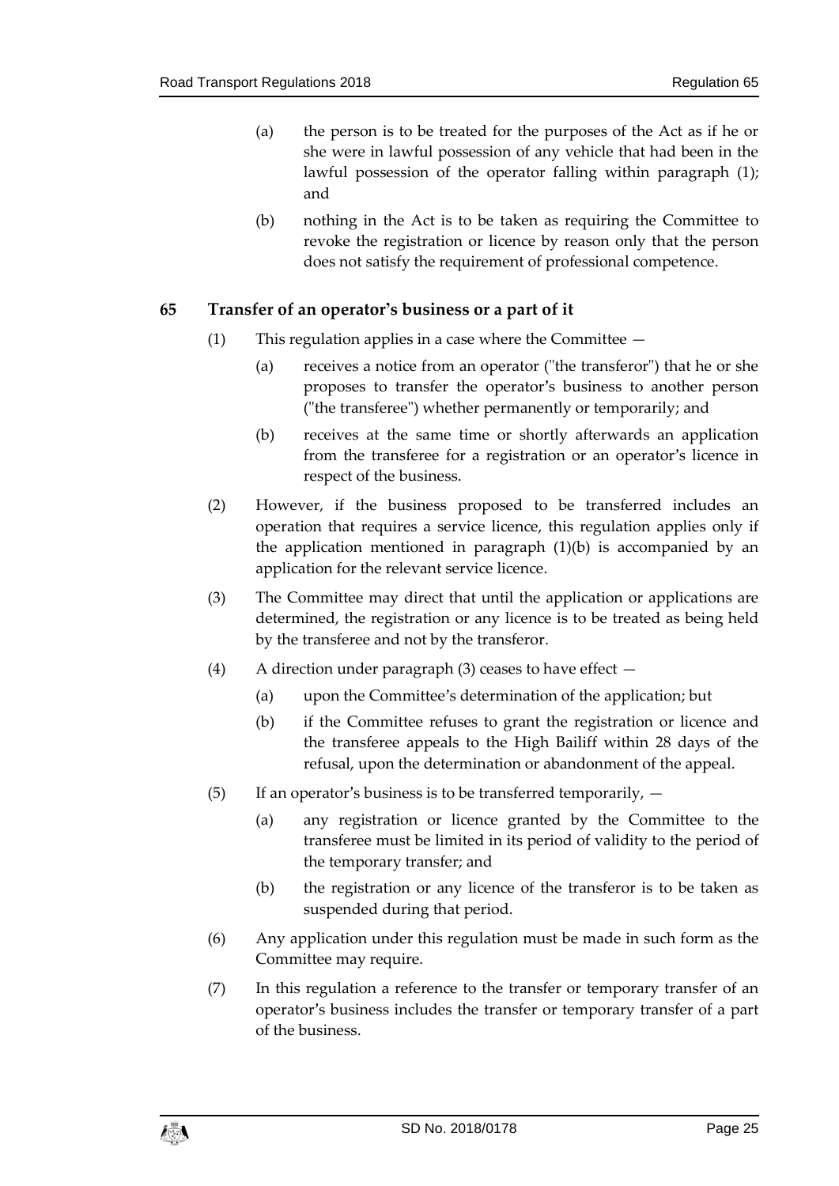(a) the person is to be treated for the purposes of the Act as if he or she were in lawful possession of any vehicle that had been in the lawful possession of the operator falling within paragraph (1); and

(b) nothing in the Act is to be taken as requiring the Committee to revoke the registration or licence by reason only that the person does not satisfy the requirement of professional competence.

## 65 Transfer of an operator's business or a part of it

(1) This regulation applies in a case where the Committee —

(a) receives a notice from an operator ("the transferor") that he or she proposes to transfer the operator's business to another person ("the transferee") whether permanently or temporarily; and

(b) receives at the same time or shortly afterwards an application from the transferee for a registration or an operator's licence in respect of the business.

(2) However, if the business proposed to be transferred includes an operation that requires a service licence, this regulation applies only if the application mentioned in paragraph (1)(b) is accompanied by an application for the relevant service licence.

(3) The Committee may direct that until the application or applications are determined, the registration or any licence is to be treated as being held by the transferee and not by the transferor.

(4) A direction under paragraph (3) ceases to have effect —

(a) upon the Committee's determination of the application; but

(b) if the Committee refuses to grant the registration or licence and the transferee appeals to the High Bailiff within 28 days of the refusal, upon the determination or abandonment of the appeal.

(5) If an operator's business is to be transferred temporarily, —

(a) any registration or licence granted by the Committee to the transferee must be limited in its period of validity to the period of the temporary transfer; and

(b) the registration or any licence of the transferor is to be taken as suspended during that period.

(6) Any application under this regulation must be made in such form as the Committee may require.

(7) In this regulation a reference to the transfer or temporary transfer of an operator's business includes the transfer or temporary transfer of a part of the business.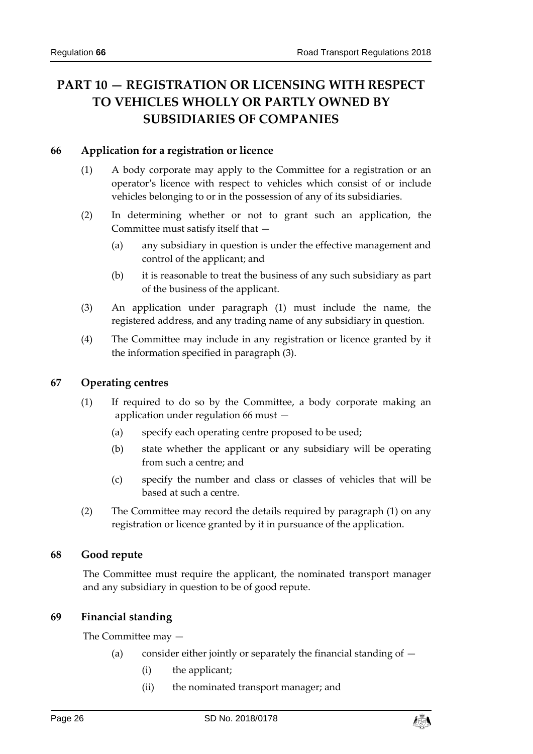# PART 10 — REGISTRATION OR LICENSING WITH RESPECT TO VEHICLES WHOLLY OR PARTLY OWNED BY SUBSIDIARIES OF COMPANIES

## 66 Application for a registration or licence

(1) A body corporate may apply to the Committee for a registration or an operator's licence with respect to vehicles which consist of or include vehicles belonging to or in the possession of any of its subsidiaries.

(2) In determining whether or not to grant such an application, the Committee must satisfy itself that —

- (a) any subsidiary in question is under the effective management and control of the applicant; and
- (b) it is reasonable to treat the business of any such subsidiary as part of the business of the applicant.

(3) An application under paragraph (1) must include the name, the registered address, and any trading name of any subsidiary in question.

(4) The Committee may include in any registration or licence granted by it the information specified in paragraph (3).

## 67 Operating centres

(1) If required to do so by the Committee, a body corporate making an application under regulation 66 must —

- (a) specify each operating centre proposed to be used;
- (b) state whether the applicant or any subsidiary will be operating from such a centre; and
- (c) specify the number and class or classes of vehicles that will be based at such a centre.

(2) The Committee may record the details required by paragraph (1) on any registration or licence granted by it in pursuance of the application.

## 68 Good repute

The Committee must require the applicant, the nominated transport manager and any subsidiary in question to be of good repute.

## 69 Financial standing

The Committee may —

- (a) consider either jointly or separately the financial standing of —
  - (i) the applicant;
  - (ii) the nominated transport manager; and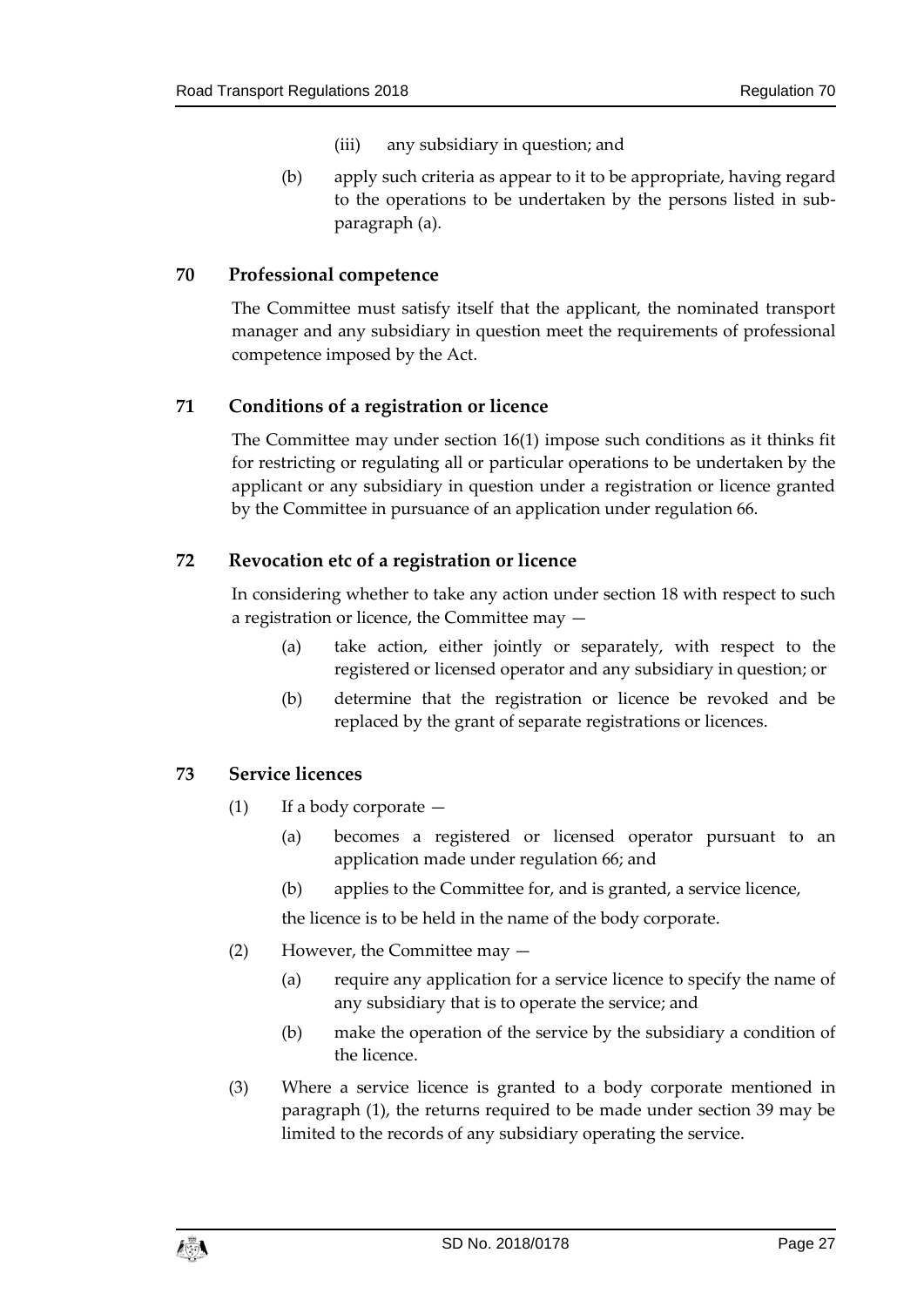(iii) any subsidiary in question; and

(b) apply such criteria as appear to it to be appropriate, having regard to the operations to be undertaken by the persons listed in sub-paragraph (a).

## 70 Professional competence

The Committee must satisfy itself that the applicant, the nominated transport manager and any subsidiary in question meet the requirements of professional competence imposed by the Act.

## 71 Conditions of a registration or licence

The Committee may under section 16(1) impose such conditions as it thinks fit for restricting or regulating all or particular operations to be undertaken by the applicant or any subsidiary in question under a registration or licence granted by the Committee in pursuance of an application under regulation 66.

## 72 Revocation etc of a registration or licence

In considering whether to take any action under section 18 with respect to such a registration or licence, the Committee may —

(a) take action, either jointly or separately, with respect to the registered or licensed operator and any subsidiary in question; or

(b) determine that the registration or licence be revoked and be replaced by the grant of separate registrations or licences.

## 73 Service licences

(1) If a body corporate —

(a) becomes a registered or licensed operator pursuant to an application made under regulation 66; and

(b) applies to the Committee for, and is granted, a service licence,

the licence is to be held in the name of the body corporate.

(2) However, the Committee may —

(a) require any application for a service licence to specify the name of any subsidiary that is to operate the service; and

(b) make the operation of the service by the subsidiary a condition of the licence.

(3) Where a service licence is granted to a body corporate mentioned in paragraph (1), the returns required to be made under section 39 may be limited to the records of any subsidiary operating the service.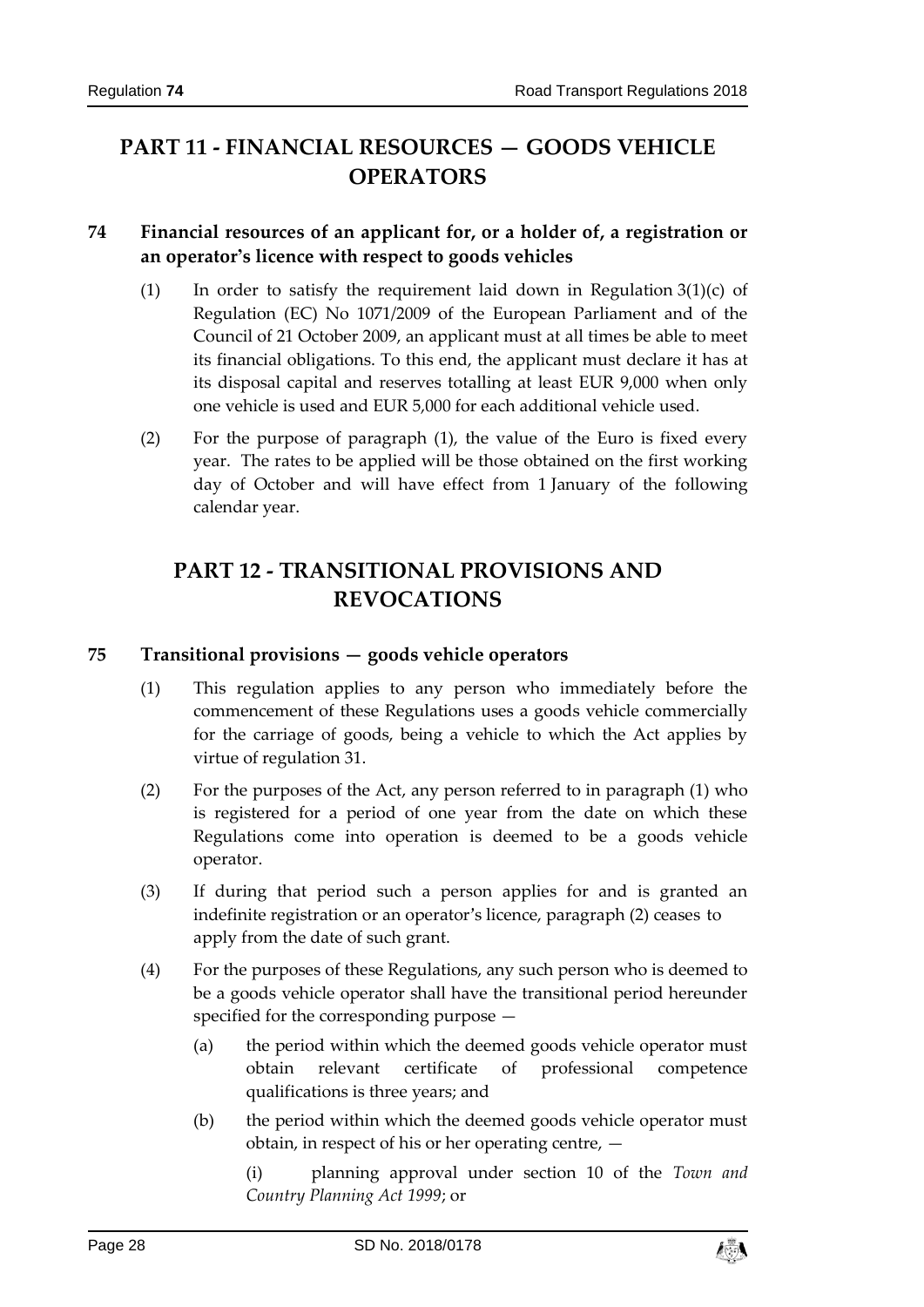# PART 11 - FINANCIAL RESOURCES — GOODS VEHICLE OPERATORS

## 74 Financial resources of an applicant for, or a holder of, a registration or an operator's licence with respect to goods vehicles

(1) In order to satisfy the requirement laid down in Regulation 3(1)(c) of Regulation (EC) No 1071/2009 of the European Parliament and of the Council of 21 October 2009, an applicant must at all times be able to meet its financial obligations. To this end, the applicant must declare it has at its disposal capital and reserves totalling at least EUR 9,000 when only one vehicle is used and EUR 5,000 for each additional vehicle used.

(2) For the purpose of paragraph (1), the value of the Euro is fixed every year. The rates to be applied will be those obtained on the first working day of October and will have effect from 1 January of the following calendar year.

# PART 12 - TRANSITIONAL PROVISIONS AND REVOCATIONS

## 75 Transitional provisions — goods vehicle operators

(1) This regulation applies to any person who immediately before the commencement of these Regulations uses a goods vehicle commercially for the carriage of goods, being a vehicle to which the Act applies by virtue of regulation 31.

(2) For the purposes of the Act, any person referred to in paragraph (1) who is registered for a period of one year from the date on which these Regulations come into operation is deemed to be a goods vehicle operator.

(3) If during that period such a person applies for and is granted an indefinite registration or an operator's licence, paragraph (2) ceases to apply from the date of such grant.

(4) For the purposes of these Regulations, any such person who is deemed to be a goods vehicle operator shall have the transitional period hereunder specified for the corresponding purpose —

   (a) the period within which the deemed goods vehicle operator must obtain relevant certificate of professional competence qualifications is three years; and

   (b) the period within which the deemed goods vehicle operator must obtain, in respect of his or her operating centre, —

      (i) planning approval under section 10 of the *Town and Country Planning Act 1999*; or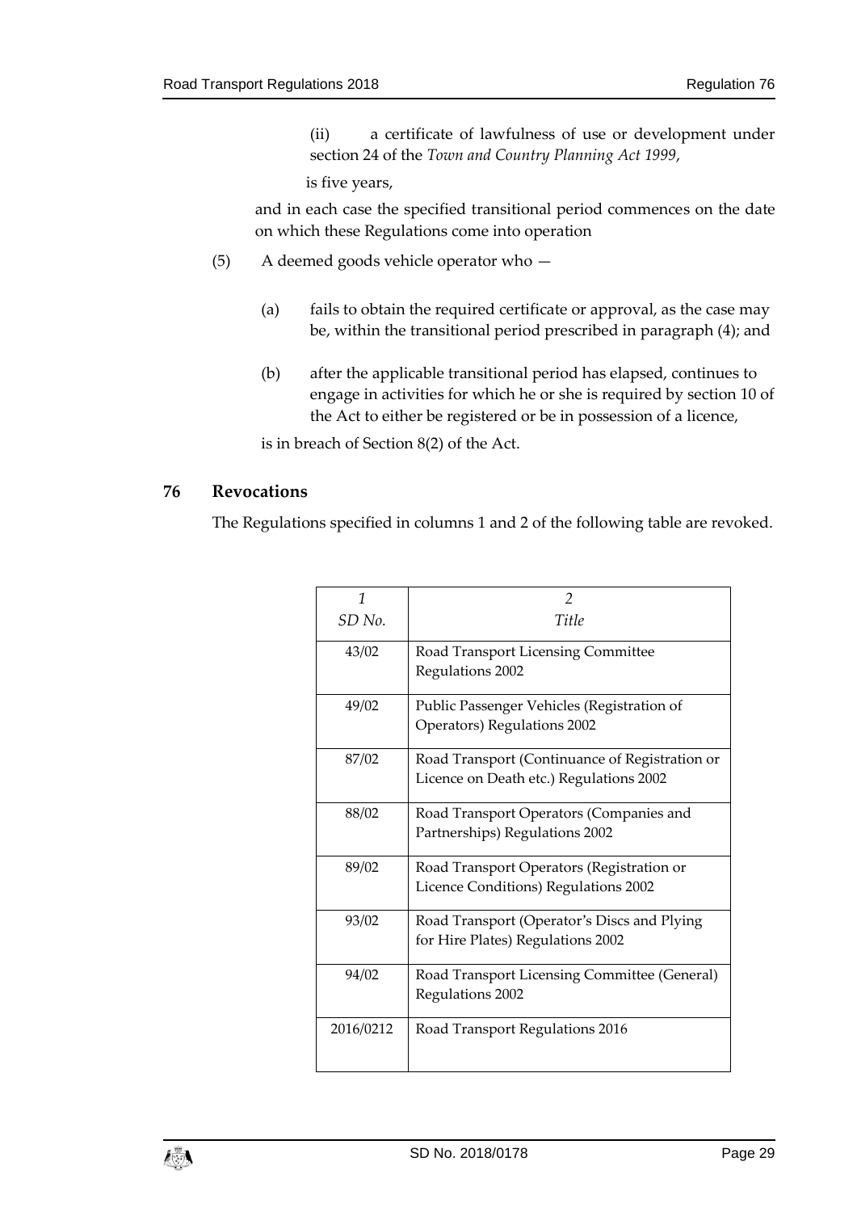(ii) a certificate of lawfulness of use or development under section 24 of the *Town and Country Planning Act 1999*,

is five years,

and in each case the specified transitional period commences on the date on which these Regulations come into operation

(5) A deemed goods vehicle operator who —

(a) fails to obtain the required certificate or approval, as the case may be, within the transitional period prescribed in paragraph (4); and

(b) after the applicable transitional period has elapsed, continues to engage in activities for which he or she is required by section 10 of the Act to either be registered or be in possession of a licence,

is in breach of Section 8(2) of the Act.

## 76 Revocations

The Regulations specified in columns 1 and 2 of the following table are revoked.

| *1*<br>*SD No.* | *2*<br>*Title* |
|---|---|
| 43/02 | Road Transport Licensing Committee Regulations 2002 |
| 49/02 | Public Passenger Vehicles (Registration of Operators) Regulations 2002 |
| 87/02 | Road Transport (Continuance of Registration or Licence on Death etc.) Regulations 2002 |
| 88/02 | Road Transport Operators (Companies and Partnerships) Regulations 2002 |
| 89/02 | Road Transport Operators (Registration or Licence Conditions) Regulations 2002 |
| 93/02 | Road Transport (Operator's Discs and Plying for Hire Plates) Regulations 2002 |
| 94/02 | Road Transport Licensing Committee (General) Regulations 2002 |
| 2016/0212 | Road Transport Regulations 2016 |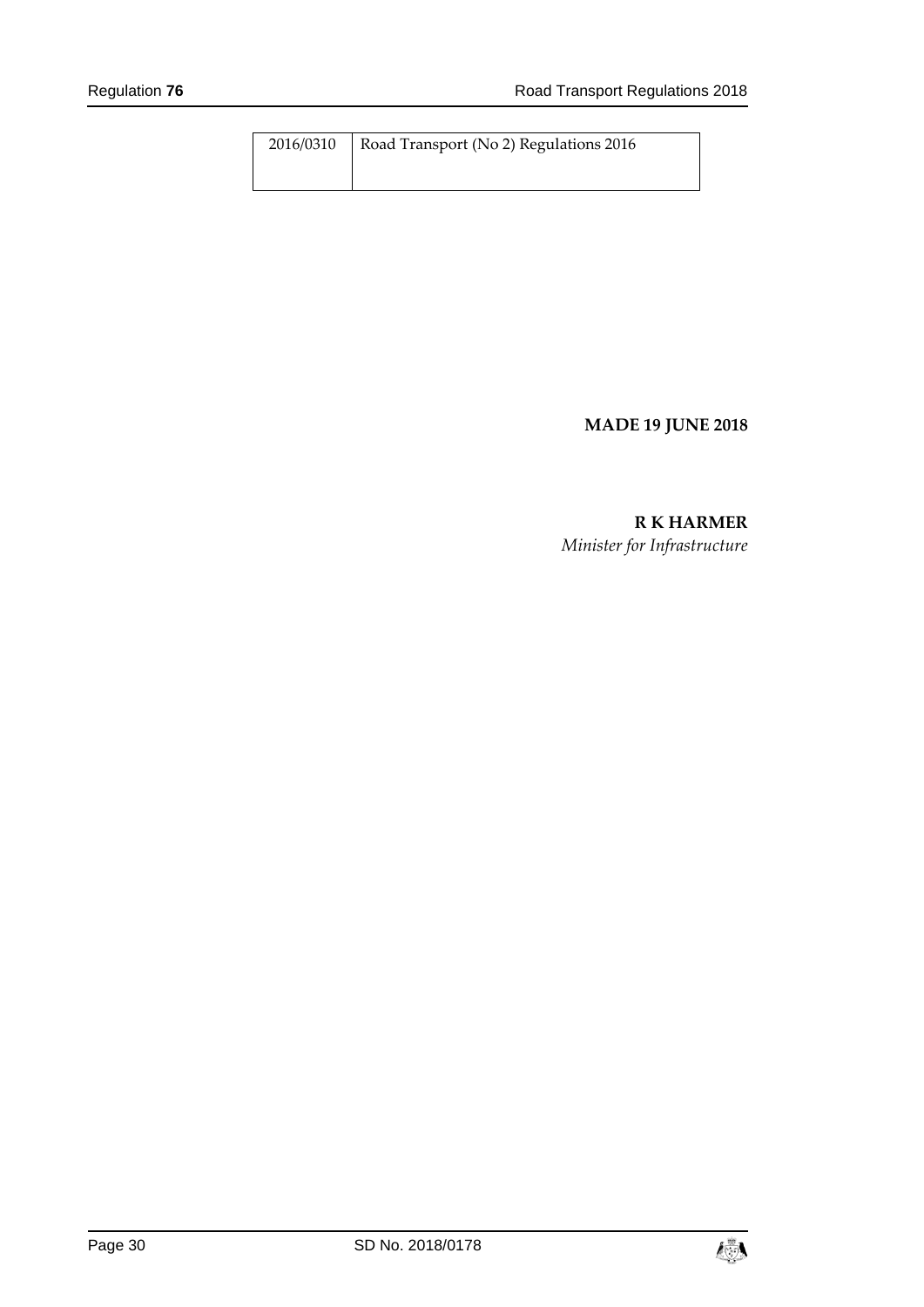| 2016/0310 | Road Transport (No 2) Regulations 2016 |
|---|---|

**MADE 19 JUNE 2018**

**R K HARMER**
*Minister for Infrastructure*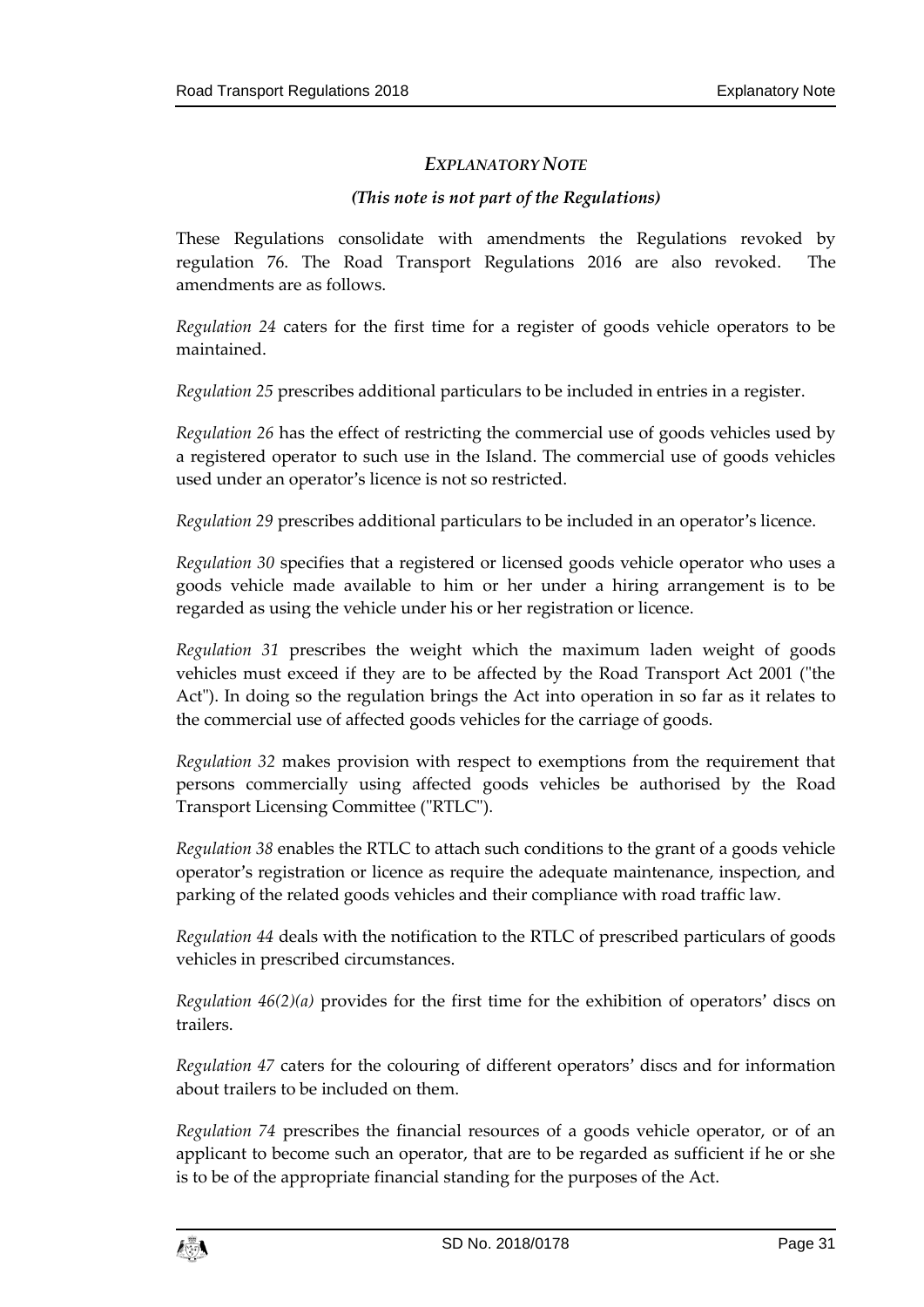## *EXPLANATORY NOTE*

*(This note is not part of the Regulations)*

These Regulations consolidate with amendments the Regulations revoked by regulation 76. The Road Transport Regulations 2016 are also revoked. The amendments are as follows.

*Regulation 24* caters for the first time for a register of goods vehicle operators to be maintained.

*Regulation 25* prescribes additional particulars to be included in entries in a register.

*Regulation 26* has the effect of restricting the commercial use of goods vehicles used by a registered operator to such use in the Island. The commercial use of goods vehicles used under an operator's licence is not so restricted.

*Regulation 29* prescribes additional particulars to be included in an operator's licence.

*Regulation 30* specifies that a registered or licensed goods vehicle operator who uses a goods vehicle made available to him or her under a hiring arrangement is to be regarded as using the vehicle under his or her registration or licence.

*Regulation 31* prescribes the weight which the maximum laden weight of goods vehicles must exceed if they are to be affected by the Road Transport Act 2001 ("the Act"). In doing so the regulation brings the Act into operation in so far as it relates to the commercial use of affected goods vehicles for the carriage of goods.

*Regulation 32* makes provision with respect to exemptions from the requirement that persons commercially using affected goods vehicles be authorised by the Road Transport Licensing Committee ("RTLC").

*Regulation 38* enables the RTLC to attach such conditions to the grant of a goods vehicle operator's registration or licence as require the adequate maintenance, inspection, and parking of the related goods vehicles and their compliance with road traffic law.

*Regulation 44* deals with the notification to the RTLC of prescribed particulars of goods vehicles in prescribed circumstances.

*Regulation 46(2)(a)* provides for the first time for the exhibition of operators' discs on trailers.

*Regulation 47* caters for the colouring of different operators' discs and for information about trailers to be included on them.

*Regulation 74* prescribes the financial resources of a goods vehicle operator, or of an applicant to become such an operator, that are to be regarded as sufficient if he or she is to be of the appropriate financial standing for the purposes of the Act.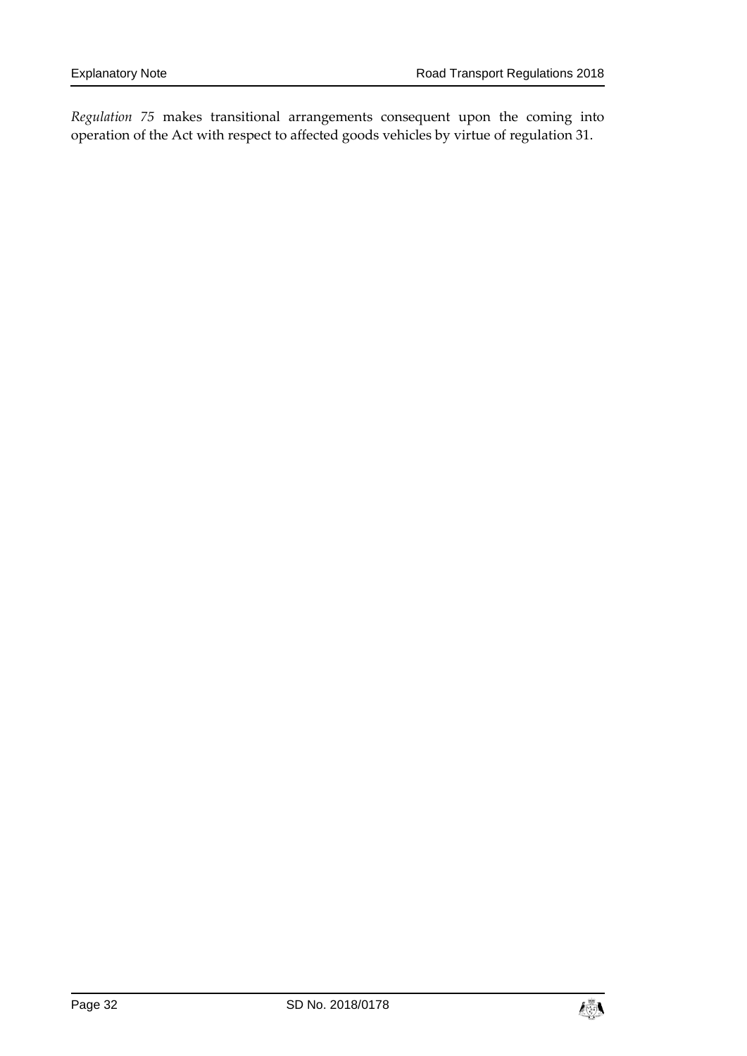*Regulation 75* makes transitional arrangements consequent upon the coming into operation of the Act with respect to affected goods vehicles by virtue of regulation 31.